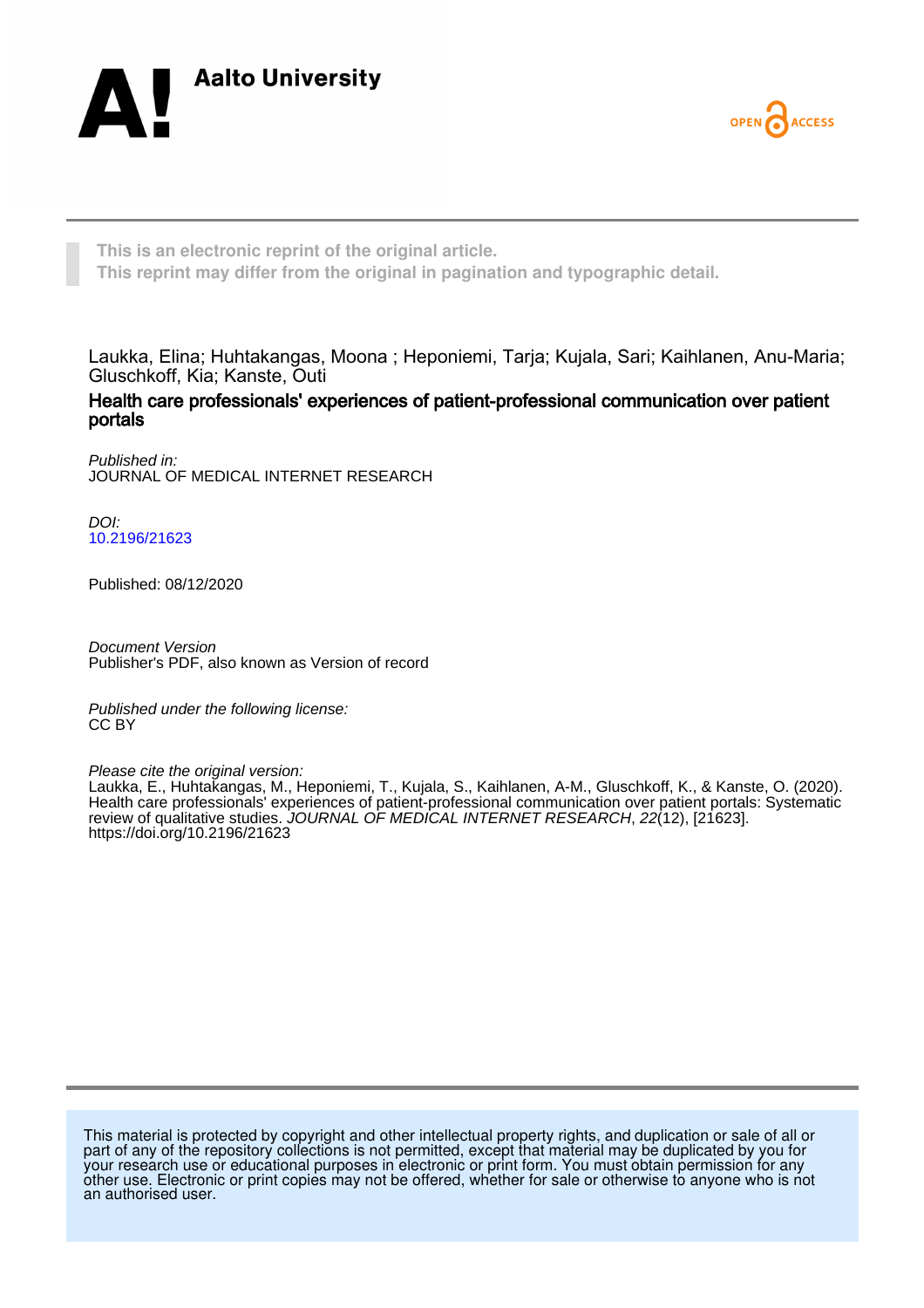Aalto University

This is an electronic reprint of the original article.
This reprint may differ from the original in pagination and typographic detail.

Laukka, Elina; Huhtakangas, Moona ; Heponiemi, Tarja; Kujala, Sari; Kaihlanen, Anu-Maria; Gluschkoff, Kia; Kanste, Outi

**Health care professionals' experiences of patient-professional communication over patient portals**

*Published in:*
JOURNAL OF MEDICAL INTERNET RESEARCH

*DOI:*
10.2196/21623

Published: 08/12/2020

*Document Version*
Publisher's PDF, also known as Version of record

*Published under the following license:*
CC BY

*Please cite the original version:*
Laukka, E., Huhtakangas, M., Heponiemi, T., Kujala, S., Kaihlanen, A-M., Gluschkoff, K., & Kanste, O. (2020). Health care professionals' experiences of patient-professional communication over patient portals: Systematic review of qualitative studies. *JOURNAL OF MEDICAL INTERNET RESEARCH*, *22*(12), [21623]. https://doi.org/10.2196/21623

This material is protected by copyright and other intellectual property rights, and duplication or sale of all or part of any of the repository collections is not permitted, except that material may be duplicated by you for your research use or educational purposes in electronic or print form. You must obtain permission for any other use. Electronic or print copies may not be offered, whether for sale or otherwise to anyone who is not an authorised user.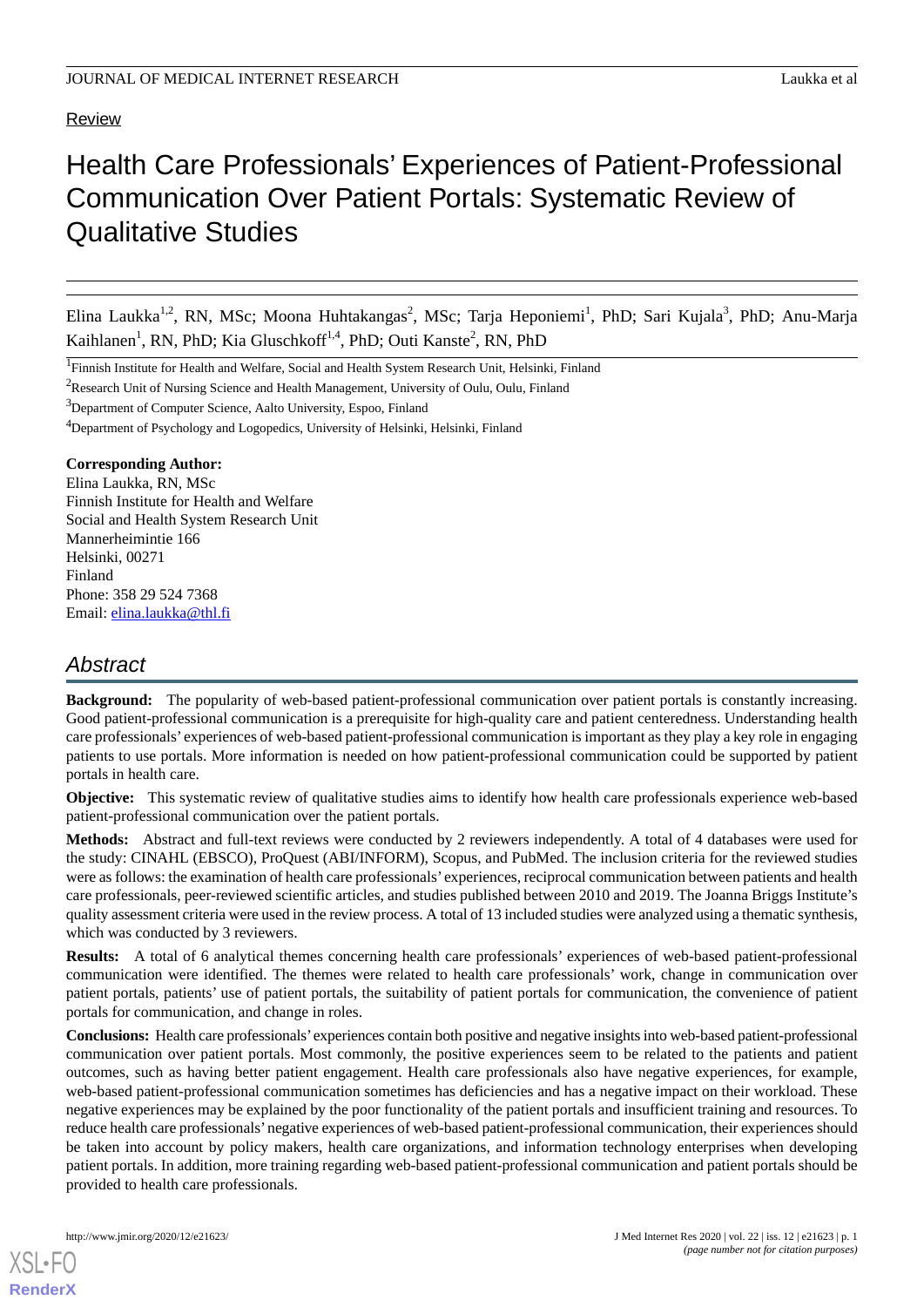Review

# Health Care Professionals' Experiences of Patient-Professional Communication Over Patient Portals: Systematic Review of Qualitative Studies

Elina Laukka[1,2], RN, MSc; Moona Huhtakangas[2], MSc; Tarja Heponiemi[1], PhD; Sari Kujala[3], PhD; Anu-Marja Kaihlanen[1], RN, PhD; Kia Gluschkoff[1,4], PhD; Outi Kanste[2], RN, PhD

[1]Finnish Institute for Health and Welfare, Social and Health System Research Unit, Helsinki, Finland

[2]Research Unit of Nursing Science and Health Management, University of Oulu, Oulu, Finland

[3]Department of Computer Science, Aalto University, Espoo, Finland

[4]Department of Psychology and Logopedics, University of Helsinki, Helsinki, Finland

**Corresponding Author:**
Elina Laukka, RN, MSc
Finnish Institute for Health and Welfare
Social and Health System Research Unit
Mannerheimintie 166
Helsinki, 00271
Finland
Phone: 358 29 524 7368
Email: elina.laukka@thl.fi

## Abstract

**Background:** The popularity of web-based patient-professional communication over patient portals is constantly increasing. Good patient-professional communication is a prerequisite for high-quality care and patient centeredness. Understanding health care professionals' experiences of web-based patient-professional communication is important as they play a key role in engaging patients to use portals. More information is needed on how patient-professional communication could be supported by patient portals in health care.

**Objective:** This systematic review of qualitative studies aims to identify how health care professionals experience web-based patient-professional communication over the patient portals.

**Methods:** Abstract and full-text reviews were conducted by 2 reviewers independently. A total of 4 databases were used for the study: CINAHL (EBSCO), ProQuest (ABI/INFORM), Scopus, and PubMed. The inclusion criteria for the reviewed studies were as follows: the examination of health care professionals' experiences, reciprocal communication between patients and health care professionals, peer-reviewed scientific articles, and studies published between 2010 and 2019. The Joanna Briggs Institute's quality assessment criteria were used in the review process. A total of 13 included studies were analyzed using a thematic synthesis, which was conducted by 3 reviewers.

**Results:** A total of 6 analytical themes concerning health care professionals' experiences of web-based patient-professional communication were identified. The themes were related to health care professionals' work, change in communication over patient portals, patients' use of patient portals, the suitability of patient portals for communication, the convenience of patient portals for communication, and change in roles.

**Conclusions:** Health care professionals' experiences contain both positive and negative insights into web-based patient-professional communication over patient portals. Most commonly, the positive experiences seem to be related to the patients and patient outcomes, such as having better patient engagement. Health care professionals also have negative experiences, for example, web-based patient-professional communication sometimes has deficiencies and has a negative impact on their workload. These negative experiences may be explained by the poor functionality of the patient portals and insufficient training and resources. To reduce health care professionals' negative experiences of web-based patient-professional communication, their experiences should be taken into account by policy makers, health care organizations, and information technology enterprises when developing patient portals. In addition, more training regarding web-based patient-professional communication and patient portals should be provided to health care professionals.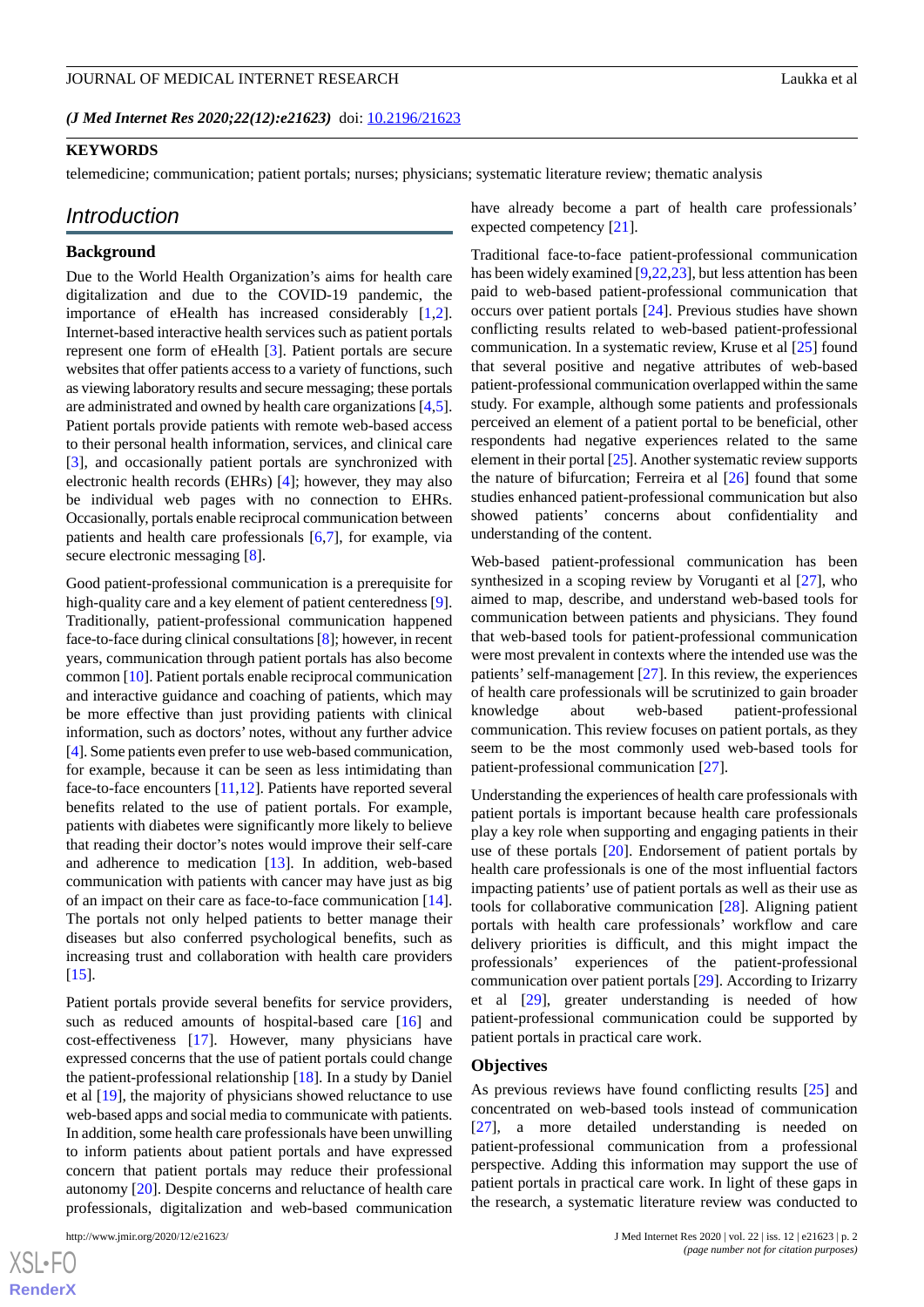*(J Med Internet Res 2020;22(12):e21623)* doi: 10.2196/21623

**KEYWORDS**

telemedicine; communication; patient portals; nurses; physicians; systematic literature review; thematic analysis

## Introduction

### Background

Due to the World Health Organization's aims for health care digitalization and due to the COVID-19 pandemic, the importance of eHealth has increased considerably [1,2]. Internet-based interactive health services such as patient portals represent one form of eHealth [3]. Patient portals are secure websites that offer patients access to a variety of functions, such as viewing laboratory results and secure messaging; these portals are administrated and owned by health care organizations [4,5]. Patient portals provide patients with remote web-based access to their personal health information, services, and clinical care [3], and occasionally patient portals are synchronized with electronic health records (EHRs) [4]; however, they may also be individual web pages with no connection to EHRs. Occasionally, portals enable reciprocal communication between patients and health care professionals [6,7], for example, via secure electronic messaging [8].

Good patient-professional communication is a prerequisite for high-quality care and a key element of patient centeredness [9]. Traditionally, patient-professional communication happened face-to-face during clinical consultations [8]; however, in recent years, communication through patient portals has also become common [10]. Patient portals enable reciprocal communication and interactive guidance and coaching of patients, which may be more effective than just providing patients with clinical information, such as doctors' notes, without any further advice [4]. Some patients even prefer to use web-based communication, for example, because it can be seen as less intimidating than face-to-face encounters [11,12]. Patients have reported several benefits related to the use of patient portals. For example, patients with diabetes were significantly more likely to believe that reading their doctor's notes would improve their self-care and adherence to medication [13]. In addition, web-based communication with patients with cancer may have just as big of an impact on their care as face-to-face communication [14]. The portals not only helped patients to better manage their diseases but also conferred psychological benefits, such as increasing trust and collaboration with health care providers [15].

Patient portals provide several benefits for service providers, such as reduced amounts of hospital-based care [16] and cost-effectiveness [17]. However, many physicians have expressed concerns that the use of patient portals could change the patient-professional relationship [18]. In a study by Daniel et al [19], the majority of physicians showed reluctance to use web-based apps and social media to communicate with patients. In addition, some health care professionals have been unwilling to inform patients about patient portals and have expressed concern that patient portals may reduce their professional autonomy [20]. Despite concerns and reluctance of health care professionals, digitalization and web-based communication have already become a part of health care professionals' expected competency [21].

Traditional face-to-face patient-professional communication has been widely examined [9,22,23], but less attention has been paid to web-based patient-professional communication that occurs over patient portals [24]. Previous studies have shown conflicting results related to web-based patient-professional communication. In a systematic review, Kruse et al [25] found that several positive and negative attributes of web-based patient-professional communication overlapped within the same study. For example, although some patients and professionals perceived an element of a patient portal to be beneficial, other respondents had negative experiences related to the same element in their portal [25]. Another systematic review supports the nature of bifurcation; Ferreira et al [26] found that some studies enhanced patient-professional communication but also showed patients' concerns about confidentiality and understanding of the content.

Web-based patient-professional communication has been synthesized in a scoping review by Voruganti et al [27], who aimed to map, describe, and understand web-based tools for communication between patients and physicians. They found that web-based tools for patient-professional communication were most prevalent in contexts where the intended use was the patients' self-management [27]. In this review, the experiences of health care professionals will be scrutinized to gain broader knowledge about web-based patient-professional communication. This review focuses on patient portals, as they seem to be the most commonly used web-based tools for patient-professional communication [27].

Understanding the experiences of health care professionals with patient portals is important because health care professionals play a key role when supporting and engaging patients in their use of these portals [20]. Endorsement of patient portals by health care professionals is one of the most influential factors impacting patients' use of patient portals as well as their use as tools for collaborative communication [28]. Aligning patient portals with health care professionals' workflow and care delivery priorities is difficult, and this might impact the professionals' experiences of the patient-professional communication over patient portals [29]. According to Irizarry et al [29], greater understanding is needed of how patient-professional communication could be supported by patient portals in practical care work.

### Objectives

As previous reviews have found conflicting results [25] and concentrated on web-based tools instead of communication [27], a more detailed understanding is needed on patient-professional communication from a professional perspective. Adding this information may support the use of patient portals in practical care work. In light of these gaps in the research, a systematic literature review was conducted to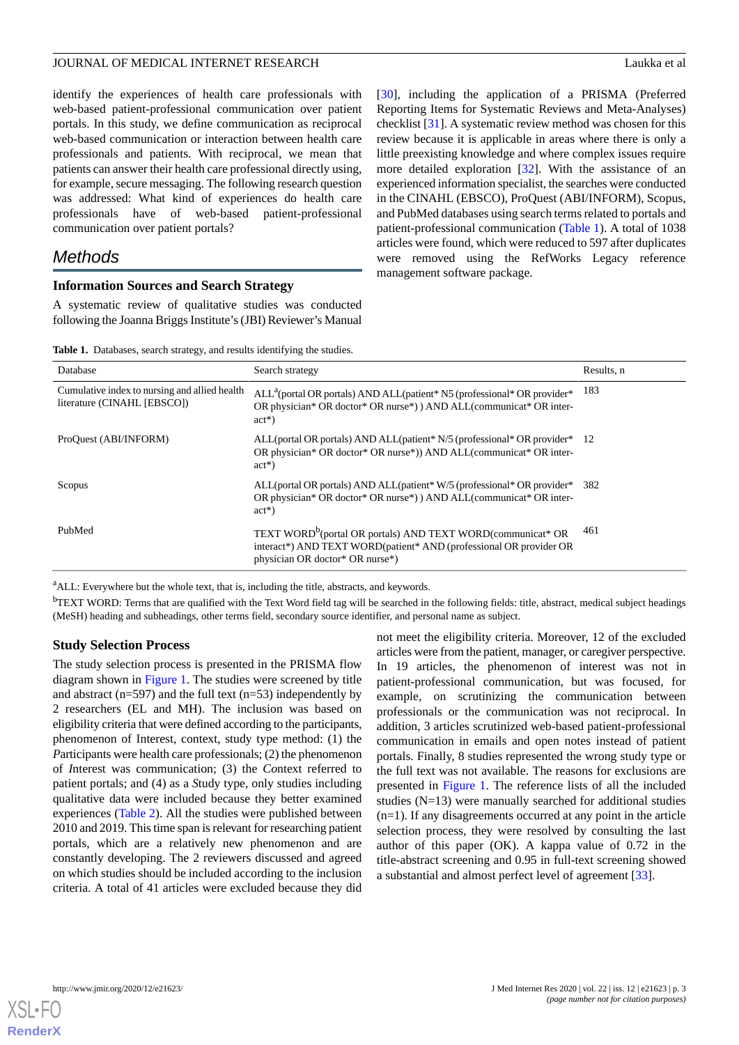identify the experiences of health care professionals with web-based patient-professional communication over patient portals. In this study, we define communication as reciprocal web-based communication or interaction between health care professionals and patients. With reciprocal, we mean that patients can answer their health care professional directly using, for example, secure messaging. The following research question was addressed: What kind of experiences do health care professionals have of web-based patient-professional communication over patient portals?

## Methods

### Information Sources and Search Strategy

A systematic review of qualitative studies was conducted following the Joanna Briggs Institute's (JBI) Reviewer's Manual [30], including the application of a PRISMA (Preferred Reporting Items for Systematic Reviews and Meta-Analyses) checklist [31]. A systematic review method was chosen for this review because it is applicable in areas where there is only a little preexisting knowledge and where complex issues require more detailed exploration [32]. With the assistance of an experienced information specialist, the searches were conducted in the CINAHL (EBSCO), ProQuest (ABI/INFORM), Scopus, and PubMed databases using search terms related to portals and patient-professional communication (Table 1). A total of 1038 articles were found, which were reduced to 597 after duplicates were removed using the RefWorks Legacy reference management software package.

**Table 1.** Databases, search strategy, and results identifying the studies.

| Database | Search strategy | Results, n |
|---|---|---|
| Cumulative index to nursing and allied health literature (CINAHL [EBSCO]) | ALL[a](portal OR portals) AND ALL(patient* N5 (professional* OR provider* OR physician* OR doctor* OR nurse*) ) AND ALL(communicat* OR interact*) | 183 |
| ProQuest (ABI/INFORM) | ALL(portal OR portals) AND ALL(patient* N/5 (professional* OR provider* OR physician* OR doctor* OR nurse*)) AND ALL(communicat* OR interact*) | 12 |
| Scopus | ALL(portal OR portals) AND ALL(patient* W/5 (professional* OR provider* OR physician* OR doctor* OR nurse*) ) AND ALL(communicat* OR interact*) | 382 |
| PubMed | TEXT WORD[b](portal OR portals) AND TEXT WORD(communicat* OR interact*) AND TEXT WORD(patient* AND (professional OR provider OR physician OR doctor* OR nurse*) | 461 |

[a]ALL: Everywhere but the whole text, that is, including the title, abstracts, and keywords.

[b]TEXT WORD: Terms that are qualified with the Text Word field tag will be searched in the following fields: title, abstract, medical subject headings (MeSH) heading and subheadings, other terms field, secondary source identifier, and personal name as subject.

### Study Selection Process

The study selection process is presented in the PRISMA flow diagram shown in Figure 1. The studies were screened by title and abstract (n=597) and the full text (n=53) independently by 2 researchers (EL and MH). The inclusion was based on eligibility criteria that were defined according to the participants, phenomenon of Interest, context, study type method: (1) the *P*articipants were health care professionals; (2) the phenomenon of *I*nterest was communication; (3) the *C*ontext referred to patient portals; and (4) as a *S*tudy type, only studies including qualitative data were included because they better examined experiences (Table 2). All the studies were published between 2010 and 2019. This time span is relevant for researching patient portals, which are a relatively new phenomenon and are constantly developing. The 2 reviewers discussed and agreed on which studies should be included according to the inclusion criteria. A total of 41 articles were excluded because they did not meet the eligibility criteria. Moreover, 12 of the excluded articles were from the patient, manager, or caregiver perspective. In 19 articles, the phenomenon of interest was not in patient-professional communication, but was focused, for example, on scrutinizing the communication between professionals or the communication was not reciprocal. In addition, 3 articles scrutinized web-based patient-professional communication in emails and open notes instead of patient portals. Finally, 8 studies represented the wrong study type or the full text was not available. The reasons for exclusions are presented in Figure 1. The reference lists of all the included studies (N=13) were manually searched for additional studies (n=1). If any disagreements occurred at any point in the article selection process, they were resolved by consulting the last author of this paper (OK). A kappa value of 0.72 in the title-abstract screening and 0.95 in full-text screening showed a substantial and almost perfect level of agreement [33].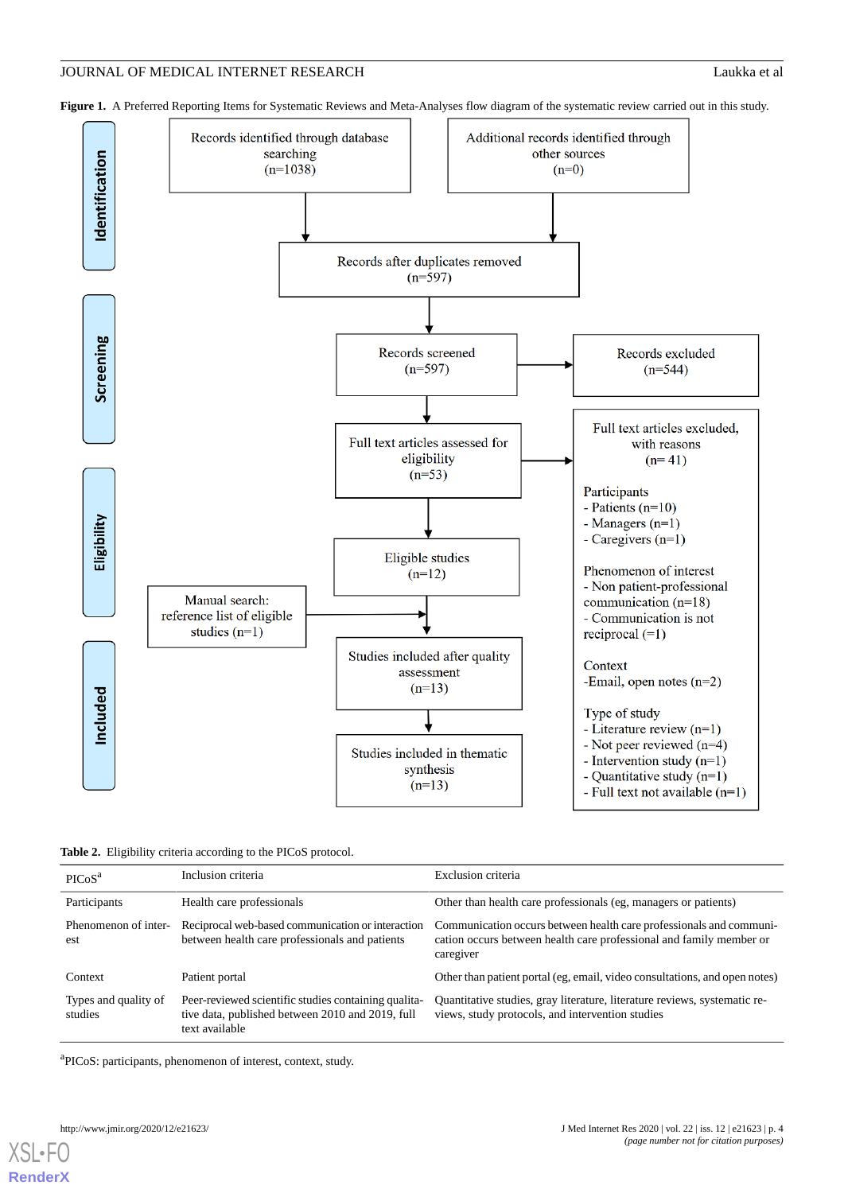**Figure 1.** A Preferred Reporting Items for Systematic Reviews and Meta-Analyses flow diagram of the systematic review carried out in this study.

**Identification**

- Records identified through database searching (n=1038)
- Additional records identified through other sources (n=0)
- Records after duplicates removed (n=597)

**Screening**

- Records screened (n=597)
- Records excluded (n=544)

**Eligibility**

- Full text articles assessed for eligibility (n=53)
- Full text articles excluded, with reasons (n= 41)
  - Participants
    - Patients (n=10)
    - Managers (n=1)
    - Caregivers (n=1)
  - Phenomenon of interest
    - Non patient-professional communication (n=18)
    - Communication is not reciprocal (=1)
  - Context
    - Email, open notes (n=2)
  - Type of study
    - Literature review (n=1)
    - Not peer reviewed (n=4)
    - Intervention study (n=1)
    - Quantitative study (n=1)
    - Full text not available (n=1)
- Eligible studies (n=12)
- Manual search: reference list of eligible studies (n=1)

**Included**

- Studies included after quality assessment (n=13)
- Studies included in thematic synthesis (n=13)

**Table 2.** Eligibility criteria according to the PICoS protocol.

| PICoS[a] | Inclusion criteria | Exclusion criteria |
|---|---|---|
| Participants | Health care professionals | Other than health care professionals (eg, managers or patients) |
| Phenomenon of interest | Reciprocal web-based communication or interaction between health care professionals and patients | Communication occurs between health care professionals and communication occurs between health care professional and family member or caregiver |
| Context | Patient portal | Other than patient portal (eg, email, video consultations, and open notes) |
| Types and quality of studies | Peer-reviewed scientific studies containing qualitative data, published between 2010 and 2019, full text available | Quantitative studies, gray literature, literature reviews, systematic reviews, study protocols, and intervention studies |

[a]PICoS: participants, phenomenon of interest, context, study.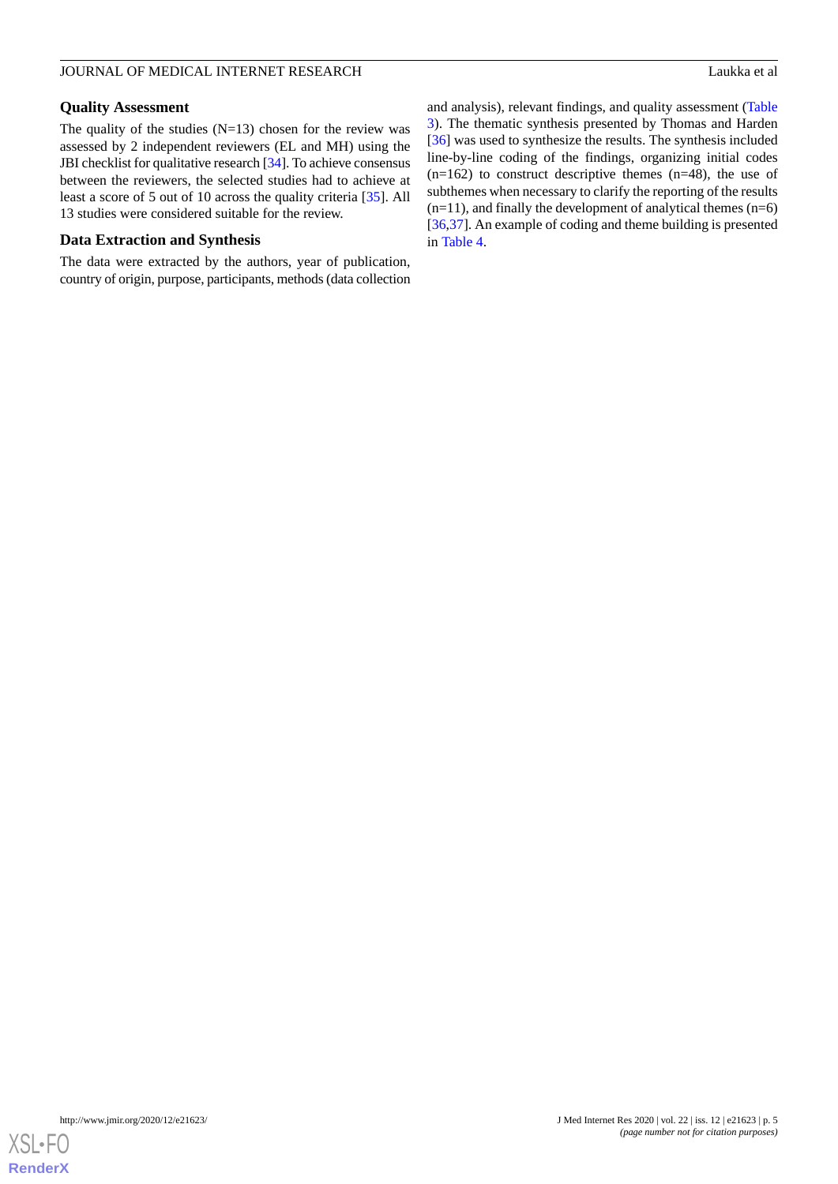### Quality Assessment

The quality of the studies (N=13) chosen for the review was assessed by 2 independent reviewers (EL and MH) using the JBI checklist for qualitative research [34]. To achieve consensus between the reviewers, the selected studies had to achieve at least a score of 5 out of 10 across the quality criteria [35]. All 13 studies were considered suitable for the review.

### Data Extraction and Synthesis

The data were extracted by the authors, year of publication, country of origin, purpose, participants, methods (data collection and analysis), relevant findings, and quality assessment (Table 3). The thematic synthesis presented by Thomas and Harden [36] was used to synthesize the results. The synthesis included line-by-line coding of the findings, organizing initial codes (n=162) to construct descriptive themes (n=48), the use of subthemes when necessary to clarify the reporting of the results (n=11), and finally the development of analytical themes (n=6) [36,37]. An example of coding and theme building is presented in Table 4.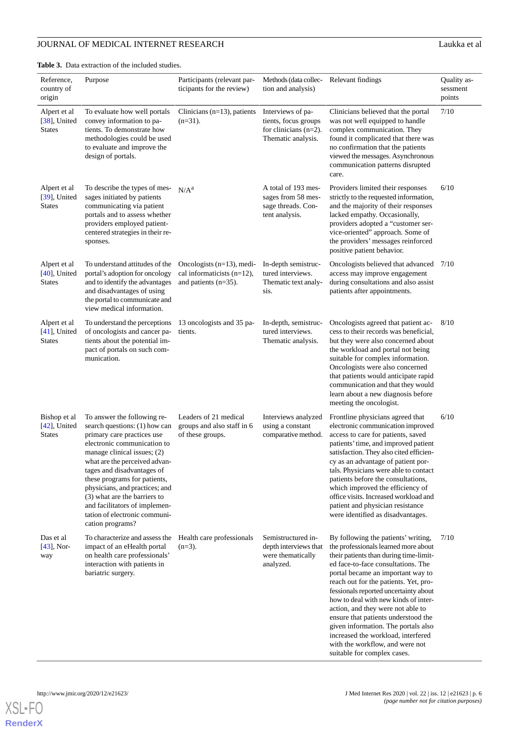**Table 3.** Data extraction of the included studies.

| Reference, country of origin | Purpose | Participants (relevant participants for the review) | Methods (data collection and analysis) | Relevant findings | Quality assessment points |
|---|---|---|---|---|---|
| Alpert et al [38], United States | To evaluate how well portals convey information to patients. To demonstrate how methodologies could be used to evaluate and improve the design of portals. | Clinicians (n=13), patients (n=31). | Interviews of patients, focus groups for clinicians (n=2). Thematic analysis. | Clinicians believed that the portal was not well equipped to handle complex communication. They found it complicated that there was no confirmation that the patients viewed the messages. Asynchronous communication patterns disrupted care. | 7/10 |
| Alpert et al [39], United States | To describe the types of messages initiated by patients communicating via patient portals and to assess whether providers employed patient-centered strategies in their responses. | N/A[a] | A total of 193 messages from 58 message threads. Content analysis. | Providers limited their responses strictly to the requested information, and the majority of their responses lacked empathy. Occasionally, providers adopted a "customer service-oriented" approach. Some of the providers' messages reinforced positive patient behavior. | 6/10 |
| Alpert et al [40], United States | To understand attitudes of the portal's adoption for oncology and to identify the advantages and disadvantages of using the portal to communicate and view medical information. | Oncologists (n=13), medical informaticists (n=12), and patients (n=35). | In-depth semistructured interviews. Thematic text analysis. | Oncologists believed that advanced access may improve engagement during consultations and also assist patients after appointments. | 7/10 |
| Alpert et al [41], United States | To understand the perceptions of oncologists and cancer patients about the potential impact of portals on such communication. | 13 oncologists and 35 patients. | In-depth, semistructured interviews. Thematic analysis. | Oncologists agreed that patient access to their records was beneficial, but they were also concerned about the workload and portal not being suitable for complex information. Oncologists were also concerned that patients would anticipate rapid communication and that they would learn about a new diagnosis before meeting the oncologist. | 8/10 |
| Bishop et al [42], United States | To answer the following research questions: (1) how can primary care practices use electronic communication to manage clinical issues; (2) what are the perceived advantages and disadvantages of these programs for patients, physicians, and practices; and (3) what are the barriers to and facilitators of implementation of electronic communication programs? | Leaders of 21 medical groups and also staff in 6 of these groups. | Interviews analyzed using a constant comparative method. | Frontline physicians agreed that electronic communication improved access to care for patients, saved patients' time, and improved patient satisfaction. They also cited efficiency as an advantage of patient portals. Physicians were able to contact patients before the consultations, which improved the efficiency of office visits. Increased workload and patient and physician resistance were identified as disadvantages. | 6/10 |
| Das et al [43], Norway | To characterize and assess the impact of an eHealth portal on health care professionals' interaction with patients in bariatric surgery. | Health care professionals (n=3). | Semistructured in-depth interviews that were thematically analyzed. | By following the patients' writing, the professionals learned more about their patients than during time-limited face-to-face consultations. The portal became an important way to reach out for the patients. Yet, professionals reported uncertainty about how to deal with new kinds of interaction, and they were not able to ensure that patients understood the given information. The portals also increased the workload, interfered with the workflow, and were not suitable for complex cases. | 7/10 |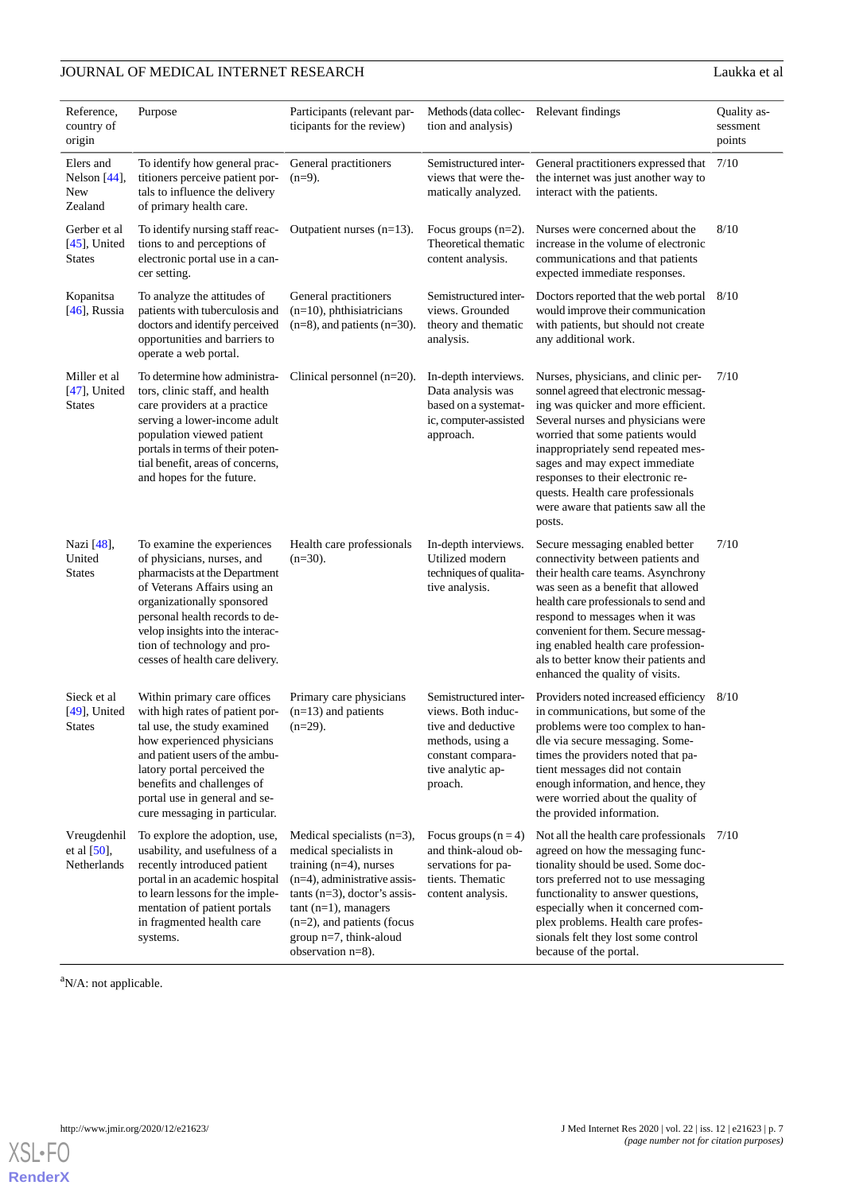| Reference, country of origin | Purpose | Participants (relevant participants for the review) | Methods (data collection and analysis) | Relevant findings | Quality assessment points |
|---|---|---|---|---|---|
| Elers and Nelson [44], New Zealand | To identify how general practitioners perceive patient portals to influence the delivery of primary health care. | General practitioners (n=9). | Semistructured interviews that were thematically analyzed. | General practitioners expressed that the internet was just another way to interact with the patients. | 7/10 |
| Gerber et al [45], United States | To identify nursing staff reactions to and perceptions of electronic portal use in a cancer setting. | Outpatient nurses (n=13). | Focus groups (n=2). Theoretical thematic content analysis. | Nurses were concerned about the increase in the volume of electronic communications and that patients expected immediate responses. | 8/10 |
| Kopanitsa [46], Russia | To analyze the attitudes of patients with tuberculosis and doctors and identify perceived opportunities and barriers to operate a web portal. | General practitioners (n=10), phthisiatricians (n=8), and patients (n=30). | Semistructured interviews. Grounded theory and thematic analysis. | Doctors reported that the web portal would improve their communication with patients, but should not create any additional work. | 8/10 |
| Miller et al [47], United States | To determine how administrators, clinic staff, and health care providers at a practice serving a lower-income adult population viewed patient portals in terms of their potential benefit, areas of concerns, and hopes for the future. | Clinical personnel (n=20). | In-depth interviews. Data analysis was based on a systematic, computer-assisted approach. | Nurses, physicians, and clinic personnel agreed that electronic messaging was quicker and more efficient. Several nurses and physicians were worried that some patients would inappropriately send repeated messages and may expect immediate responses to their electronic requests. Health care professionals were aware that patients saw all the posts. | 7/10 |
| Nazi [48], United States | To examine the experiences of physicians, nurses, and pharmacists at the Department of Veterans Affairs using an organizationally sponsored personal health records to develop insights into the interaction of technology and processes of health care delivery. | Health care professionals (n=30). | In-depth interviews. Utilized modern techniques of qualitative analysis. | Secure messaging enabled better connectivity between patients and their health care teams. Asynchrony was seen as a benefit that allowed health care professionals to send and respond to messages when it was convenient for them. Secure messaging enabled health care professionals to better know their patients and enhanced the quality of visits. | 7/10 |
| Sieck et al [49], United States | Within primary care offices with high rates of patient portal use, the study examined how experienced physicians and patient users of the ambulatory portal perceived the benefits and challenges of portal use in general and secure messaging in particular. | Primary care physicians (n=13) and patients (n=29). | Semistructured interviews. Both inductive and deductive methods, using a constant comparative analytic approach. | Providers noted increased efficiency in communications, but some of the problems were too complex to handle via secure messaging. Sometimes the providers noted that patient messages did not contain enough information, and hence, they were worried about the quality of the provided information. | 8/10 |
| Vreugdenhil et al [50], Netherlands | To explore the adoption, use, usability, and usefulness of a recently introduced patient portal in an academic hospital to learn lessons for the implementation of patient portals in fragmented health care systems. | Medical specialists (n=3), medical specialists in training (n=4), nurses (n=4), administrative assistants (n=3), doctor's assistant (n=1), managers (n=2), and patients (focus group n=7, think-aloud observation n=8). | Focus groups (n = 4) and think-aloud observations for patients. Thematic content analysis. | Not all the health care professionals agreed on how the messaging functionality should be used. Some doctors preferred not to use messaging functionality to answer questions, especially when it concerned complex problems. Health care professionals felt they lost some control because of the portal. | 7/10 |

[a]N/A: not applicable.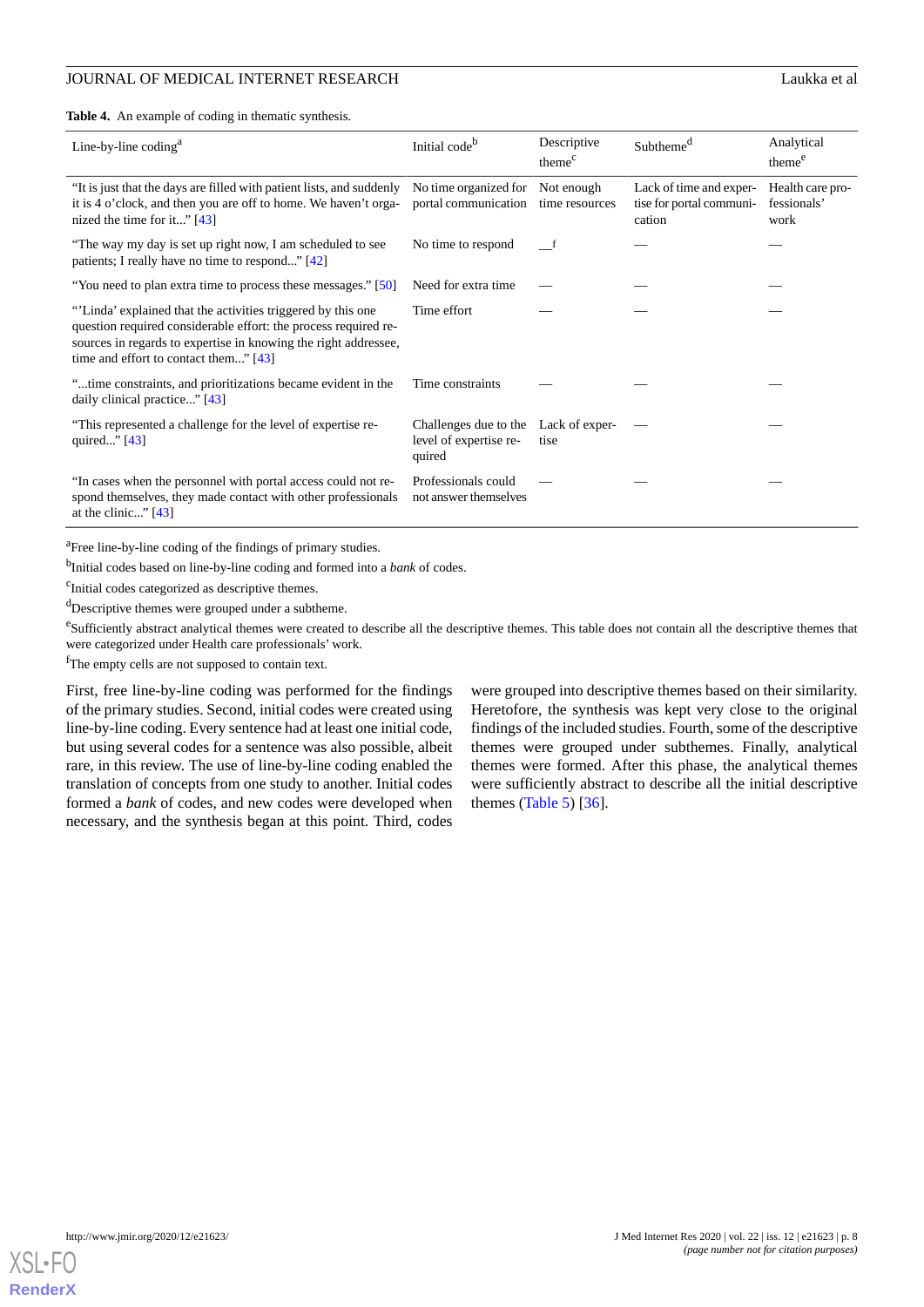**Table 4.** An example of coding in thematic synthesis.

| Line-by-line coding[a] | Initial code[b] | Descriptive theme[c] | Subtheme[d] | Analytical theme[e] |
|---|---|---|---|---|
| "It is just that the days are filled with patient lists, and suddenly it is 4 o'clock, and then you are off to home. We haven't organized the time for it..." [43] | No time organized for portal communication | Not enough time resources | Lack of time and expertise for portal communication | Health care professionals' work |
| "The way my day is set up right now, I am scheduled to see patients; I really have no time to respond..." [42] | No time to respond | —[f] | — | — |
| "You need to plan extra time to process these messages." [50] | Need for extra time | — | — | — |
| "'Linda' explained that the activities triggered by this one question required considerable effort: the process required resources in regards to expertise in knowing the right addressee, time and effort to contact them..." [43] | Time effort | — | — | — |
| "...time constraints, and prioritizations became evident in the daily clinical practice..." [43] | Time constraints | — | — | — |
| "This represented a challenge for the level of expertise required..." [43] | Challenges due to the level of expertise required | Lack of expertise | — | — |
| "In cases when the personnel with portal access could not respond themselves, they made contact with other professionals at the clinic..." [43] | Professionals could not answer themselves | — | — | — |

[a]Free line-by-line coding of the findings of primary studies.

[b]Initial codes based on line-by-line coding and formed into a *bank* of codes.

[c]Initial codes categorized as descriptive themes.

[d]Descriptive themes were grouped under a subtheme.

[e]Sufficiently abstract analytical themes were created to describe all the descriptive themes. This table does not contain all the descriptive themes that were categorized under Health care professionals' work.

[f]The empty cells are not supposed to contain text.

First, free line-by-line coding was performed for the findings of the primary studies. Second, initial codes were created using line-by-line coding. Every sentence had at least one initial code, but using several codes for a sentence was also possible, albeit rare, in this review. The use of line-by-line coding enabled the translation of concepts from one study to another. Initial codes formed a *bank* of codes, and new codes were developed when necessary, and the synthesis began at this point. Third, codes were grouped into descriptive themes based on their similarity. Heretofore, the synthesis was kept very close to the original findings of the included studies. Fourth, some of the descriptive themes were grouped under subthemes. Finally, analytical themes were formed. After this phase, the analytical themes were sufficiently abstract to describe all the initial descriptive themes (Table 5) [36].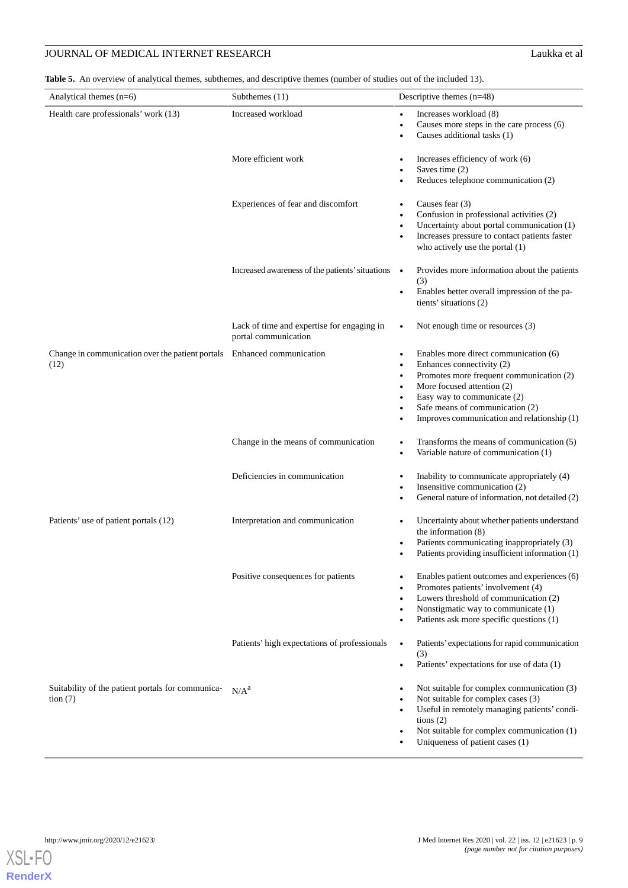**Table 5.** An overview of analytical themes, subthemes, and descriptive themes (number of studies out of the included 13).

| Analytical themes (n=6) | Subthemes (11) | Descriptive themes (n=48) |
|---|---|---|
| Health care professionals' work (13) | Increased workload | • Increases workload (8)<br>• Causes more steps in the care process (6)<br>• Causes additional tasks (1) |
| | More efficient work | • Increases efficiency of work (6)<br>• Saves time (2)<br>• Reduces telephone communication (2) |
| | Experiences of fear and discomfort | • Causes fear (3)<br>• Confusion in professional activities (2)<br>• Uncertainty about portal communication (1)<br>• Increases pressure to contact patients faster who actively use the portal (1) |
| | Increased awareness of the patients' situations | • Provides more information about the patients (3)<br>• Enables better overall impression of the patients' situations (2) |
| | Lack of time and expertise for engaging in portal communication | • Not enough time or resources (3) |
| Change in communication over the patient portals (12) | Enhanced communication | • Enables more direct communication (6)<br>• Enhances connectivity (2)<br>• Promotes more frequent communication (2)<br>• More focused attention (2)<br>• Easy way to communicate (2)<br>• Safe means of communication (2)<br>• Improves communication and relationship (1) |
| | Change in the means of communication | • Transforms the means of communication (5)<br>• Variable nature of communication (1) |
| | Deficiencies in communication | • Inability to communicate appropriately (4)<br>• Insensitive communication (2)<br>• General nature of information, not detailed (2) |
| Patients' use of patient portals (12) | Interpretation and communication | • Uncertainty about whether patients understand the information (8)<br>• Patients communicating inappropriately (3)<br>• Patients providing insufficient information (1) |
| | Positive consequences for patients | • Enables patient outcomes and experiences (6)<br>• Promotes patients' involvement (4)<br>• Lowers threshold of communication (2)<br>• Nonstigmatic way to communicate (1)<br>• Patients ask more specific questions (1) |
| | Patients' high expectations of professionals | • Patients' expectations for rapid communication (3)<br>• Patients' expectations for use of data (1) |
| Suitability of the patient portals for communication (7) | N/A[a] | • Not suitable for complex communication (3)<br>• Not suitable for complex cases (3)<br>• Useful in remotely managing patients' conditions (2)<br>• Not suitable for complex communication (1)<br>• Uniqueness of patient cases (1) |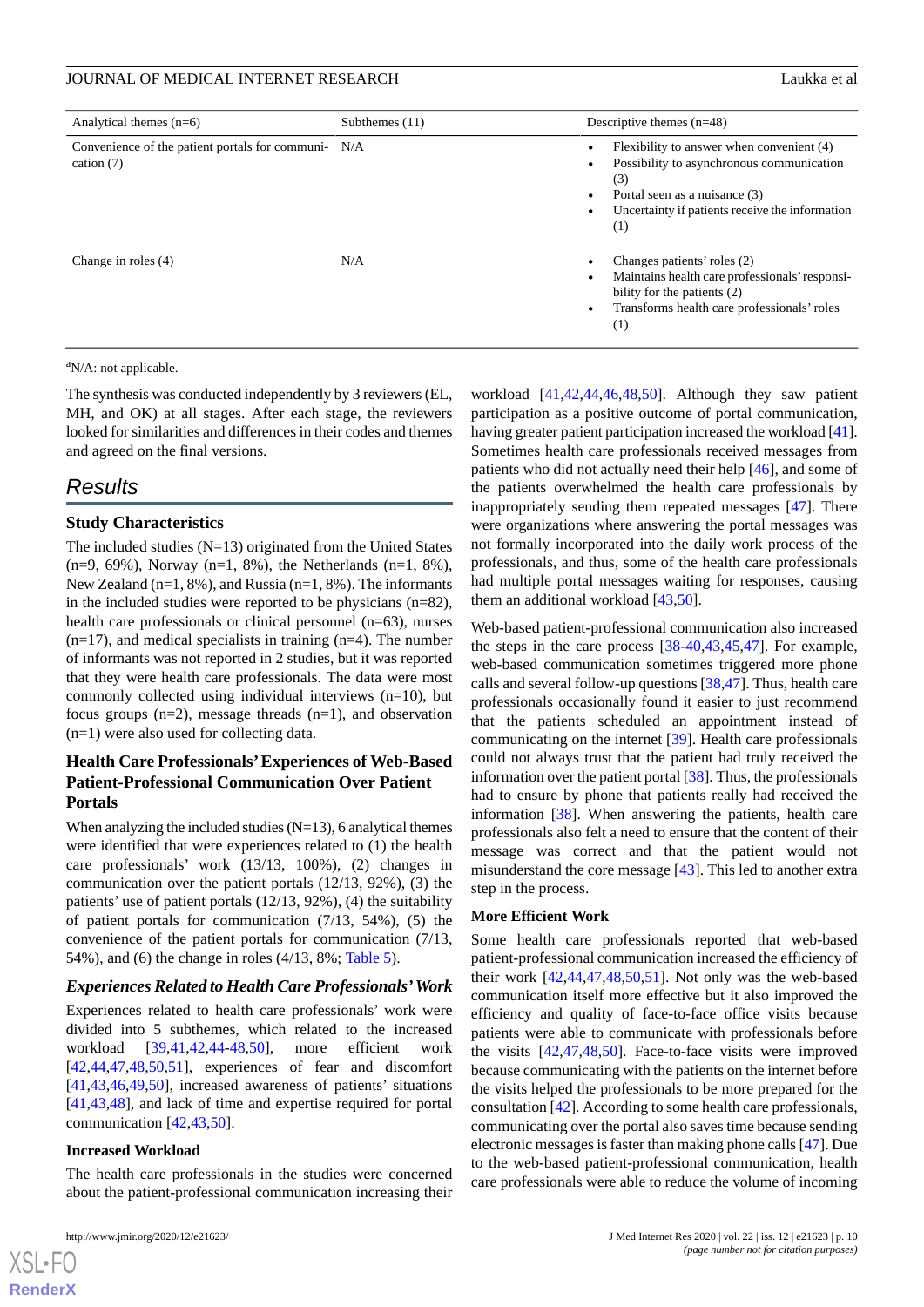| Analytical themes (n=6) | Subthemes (11) | Descriptive themes (n=48) |
|---|---|---|
| Convenience of the patient portals for communication (7) | N/A | • Flexibility to answer when convenient (4) • Possibility to asynchronous communication (3) • Portal seen as a nuisance (3) • Uncertainty if patients receive the information (1) |
| Change in roles (4) | N/A | • Changes patients' roles (2) • Maintains health care professionals' responsibility for the patients (2) • Transforms health care professionals' roles (1) |

[a]N/A: not applicable.

The synthesis was conducted independently by 3 reviewers (EL, MH, and OK) at all stages. After each stage, the reviewers looked for similarities and differences in their codes and themes and agreed on the final versions.

## Results

### Study Characteristics

The included studies (N=13) originated from the United States (n=9, 69%), Norway (n=1, 8%), the Netherlands (n=1, 8%), New Zealand (n=1, 8%), and Russia (n=1, 8%). The informants in the included studies were reported to be physicians (n=82), health care professionals or clinical personnel (n=63), nurses (n=17), and medical specialists in training (n=4). The number of informants was not reported in 2 studies, but it was reported that they were health care professionals. The data were most commonly collected using individual interviews (n=10), but focus groups (n=2), message threads (n=1), and observation (n=1) were also used for collecting data.

### Health Care Professionals' Experiences of Web-Based Patient-Professional Communication Over Patient Portals

When analyzing the included studies (N=13), 6 analytical themes were identified that were experiences related to (1) the health care professionals' work (13/13, 100%), (2) changes in communication over the patient portals (12/13, 92%), (3) the patients' use of patient portals (12/13, 92%), (4) the suitability of patient portals for communication (7/13, 54%), (5) the convenience of the patient portals for communication (7/13, 54%), and (6) the change in roles (4/13, 8%; Table 5).

#### *Experiences Related to Health Care Professionals' Work*

Experiences related to health care professionals' work were divided into 5 subthemes, which related to the increased workload [39,41,42,44-48,50], more efficient work [42,44,47,48,50,51], experiences of fear and discomfort [41,43,46,49,50], increased awareness of patients' situations [41,43,48], and lack of time and expertise required for portal communication [42,43,50].

##### Increased Workload

The health care professionals in the studies were concerned about the patient-professional communication increasing their workload [41,42,44,46,48,50]. Although they saw patient participation as a positive outcome of portal communication, having greater patient participation increased the workload [41]. Sometimes health care professionals received messages from patients who did not actually need their help [46], and some of the patients overwhelmed the health care professionals by inappropriately sending them repeated messages [47]. There were organizations where answering the portal messages was not formally incorporated into the daily work process of the professionals, and thus, some of the health care professionals had multiple portal messages waiting for responses, causing them an additional workload [43,50].

Web-based patient-professional communication also increased the steps in the care process [38-40,43,45,47]. For example, web-based communication sometimes triggered more phone calls and several follow-up questions [38,47]. Thus, health care professionals occasionally found it easier to just recommend that the patients scheduled an appointment instead of communicating on the internet [39]. Health care professionals could not always trust that the patient had truly received the information over the patient portal [38]. Thus, the professionals had to ensure by phone that patients really had received the information [38]. When answering the patients, health care professionals also felt a need to ensure that the content of their message was correct and that the patient would not misunderstand the core message [43]. This led to another extra step in the process.

##### More Efficient Work

Some health care professionals reported that web-based patient-professional communication increased the efficiency of their work [42,44,47,48,50,51]. Not only was the web-based communication itself more effective but it also improved the efficiency and quality of face-to-face office visits because patients were able to communicate with professionals before the visits [42,47,48,50]. Face-to-face visits were improved because communicating with the patients on the internet before the visits helped the professionals to be more prepared for the consultation [42]. According to some health care professionals, communicating over the portal also saves time because sending electronic messages is faster than making phone calls [47]. Due to the web-based patient-professional communication, health care professionals were able to reduce the volume of incoming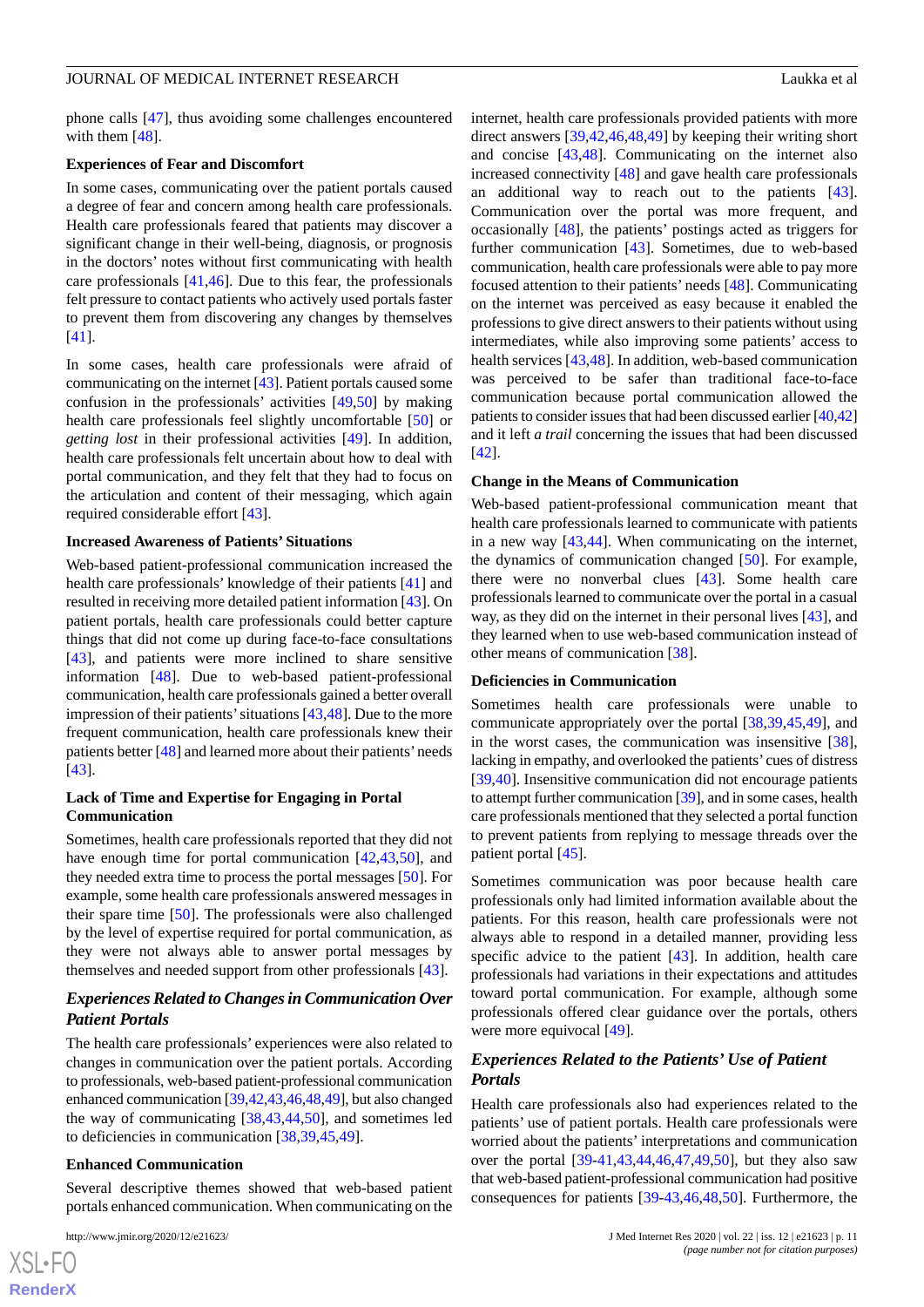phone calls [47], thus avoiding some challenges encountered with them [48].

#### Experiences of Fear and Discomfort

In some cases, communicating over the patient portals caused a degree of fear and concern among health care professionals. Health care professionals feared that patients may discover a significant change in their well-being, diagnosis, or prognosis in the doctors' notes without first communicating with health care professionals [41,46]. Due to this fear, the professionals felt pressure to contact patients who actively used portals faster to prevent them from discovering any changes by themselves [41].

In some cases, health care professionals were afraid of communicating on the internet [43]. Patient portals caused some confusion in the professionals' activities [49,50] by making health care professionals feel slightly uncomfortable [50] or *getting lost* in their professional activities [49]. In addition, health care professionals felt uncertain about how to deal with portal communication, and they felt that they had to focus on the articulation and content of their messaging, which again required considerable effort [43].

#### Increased Awareness of Patients' Situations

Web-based patient-professional communication increased the health care professionals' knowledge of their patients [41] and resulted in receiving more detailed patient information [43]. On patient portals, health care professionals could better capture things that did not come up during face-to-face consultations [43], and patients were more inclined to share sensitive information [48]. Due to web-based patient-professional communication, health care professionals gained a better overall impression of their patients' situations [43,48]. Due to the more frequent communication, health care professionals knew their patients better [48] and learned more about their patients' needs [43].

#### Lack of Time and Expertise for Engaging in Portal Communication

Sometimes, health care professionals reported that they did not have enough time for portal communication [42,43,50], and they needed extra time to process the portal messages [50]. For example, some health care professionals answered messages in their spare time [50]. The professionals were also challenged by the level of expertise required for portal communication, as they were not always able to answer portal messages by themselves and needed support from other professionals [43].

### *Experiences Related to Changes in Communication Over Patient Portals*

The health care professionals' experiences were also related to changes in communication over the patient portals. According to professionals, web-based patient-professional communication enhanced communication [39,42,43,46,48,49], but also changed the way of communicating [38,43,44,50], and sometimes led to deficiencies in communication [38,39,45,49].

#### Enhanced Communication

Several descriptive themes showed that web-based patient portals enhanced communication. When communicating on the internet, health care professionals provided patients with more direct answers [39,42,46,48,49] by keeping their writing short and concise [43,48]. Communicating on the internet also increased connectivity [48] and gave health care professionals an additional way to reach out to the patients [43]. Communication over the portal was more frequent, and occasionally [48], the patients' postings acted as triggers for further communication [43]. Sometimes, due to web-based communication, health care professionals were able to pay more focused attention to their patients' needs [48]. Communicating on the internet was perceived as easy because it enabled the professionals to give direct answers to their patients without using intermediates, while also improving some patients' access to health services [43,48]. In addition, web-based communication was perceived to be safer than traditional face-to-face communication because portal communication allowed the patients to consider issues that had been discussed earlier [40,42] and it left *a trail* concerning the issues that had been discussed [42].

#### Change in the Means of Communication

Web-based patient-professional communication meant that health care professionals learned to communicate with patients in a new way [43,44]. When communicating on the internet, the dynamics of communication changed [50]. For example, there were no nonverbal clues [43]. Some health care professionals learned to communicate over the portal in a casual way, as they did on the internet in their personal lives [43], and they learned when to use web-based communication instead of other means of communication [38].

#### Deficiencies in Communication

Sometimes health care professionals were unable to communicate appropriately over the portal [38,39,45,49], and in the worst cases, the communication was insensitive [38], lacking in empathy, and overlooked the patients' cues of distress [39,40]. Insensitive communication did not encourage patients to attempt further communication [39], and in some cases, health care professionals mentioned that they selected a portal function to prevent patients from replying to message threads over the patient portal [45].

Sometimes communication was poor because health care professionals only had limited information available about the patients. For this reason, health care professionals were not always able to respond in a detailed manner, providing less specific advice to the patient [43]. In addition, health care professionals had variations in their expectations and attitudes toward portal communication. For example, although some professionals offered clear guidance over the portals, others were more equivocal [49].

### *Experiences Related to the Patients' Use of Patient Portals*

Health care professionals also had experiences related to the patients' use of patient portals. Health care professionals were worried about the patients' interpretations and communication over the portal [39-41,43,44,46,47,49,50], but they also saw that web-based patient-professional communication had positive consequences for patients [39-43,46,48,50]. Furthermore, the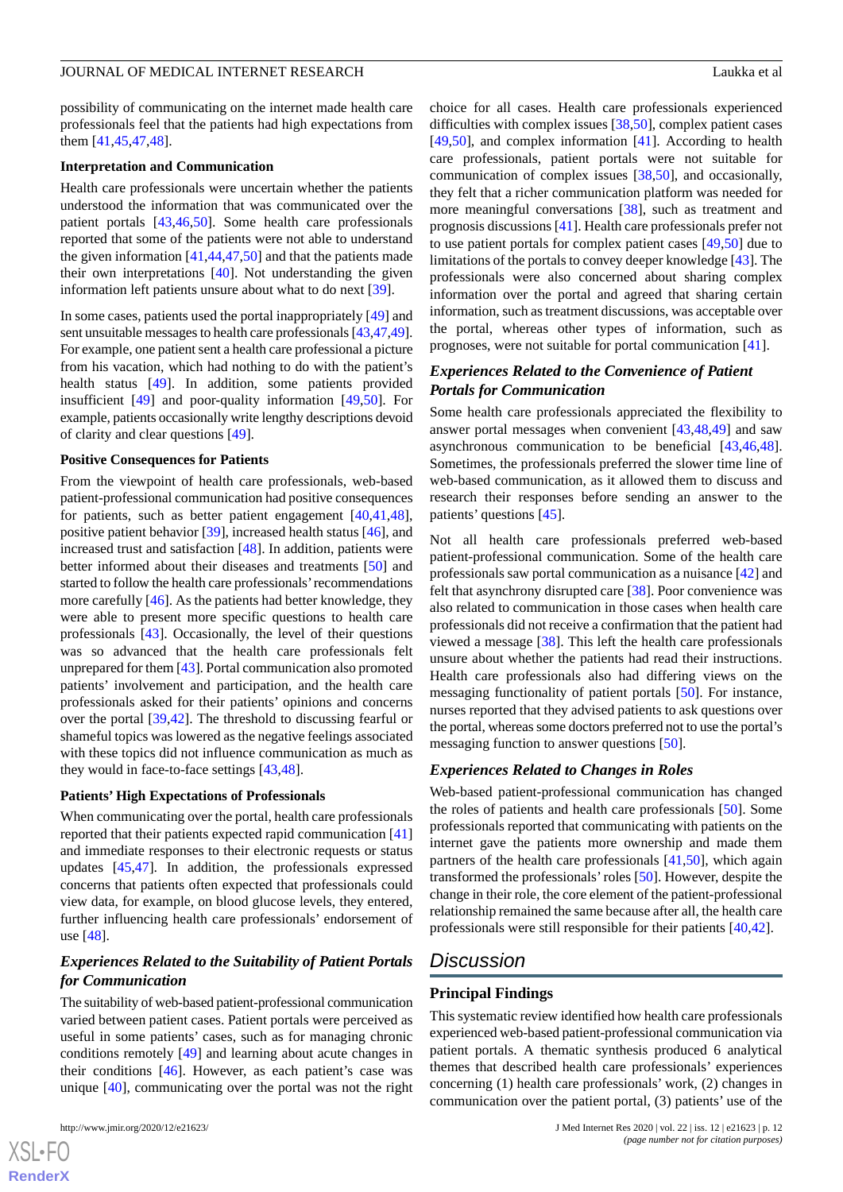possibility of communicating on the internet made health care professionals feel that the patients had high expectations from them [41,45,47,48].

**Interpretation and Communication**

Health care professionals were uncertain whether the patients understood the information that was communicated over the patient portals [43,46,50]. Some health care professionals reported that some of the patients were not able to understand the given information [41,44,47,50] and that the patients made their own interpretations [40]. Not understanding the given information left patients unsure about what to do next [39].

In some cases, patients used the portal inappropriately [49] and sent unsuitable messages to health care professionals [43,47,49]. For example, one patient sent a health care professional a picture from his vacation, which had nothing to do with the patient's health status [49]. In addition, some patients provided insufficient [49] and poor-quality information [49,50]. For example, patients occasionally write lengthy descriptions devoid of clarity and clear questions [49].

**Positive Consequences for Patients**

From the viewpoint of health care professionals, web-based patient-professional communication had positive consequences for patients, such as better patient engagement [40,41,48], positive patient behavior [39], increased health status [46], and increased trust and satisfaction [48]. In addition, patients were better informed about their diseases and treatments [50] and started to follow the health care professionals' recommendations more carefully [46]. As the patients had better knowledge, they were able to present more specific questions to health care professionals [43]. Occasionally, the level of their questions was so advanced that the health care professionals felt unprepared for them [43]. Portal communication also promoted patients' involvement and participation, and the health care professionals asked for their patients' opinions and concerns over the portal [39,42]. The threshold to discussing fearful or shameful topics was lowered as the negative feelings associated with these topics did not influence communication as much as they would in face-to-face settings [43,48].

**Patients' High Expectations of Professionals**

When communicating over the portal, health care professionals reported that their patients expected rapid communication [41] and immediate responses to their electronic requests or status updates [45,47]. In addition, the professionals expressed concerns that patients often expected that professionals could view data, for example, on blood glucose levels, they entered, further influencing health care professionals' endorsement of use [48].

### *Experiences Related to the Suitability of Patient Portals for Communication*

The suitability of web-based patient-professional communication varied between patient cases. Patient portals were perceived as useful in some patients' cases, such as for managing chronic conditions remotely [49] and learning about acute changes in their conditions [46]. However, as each patient's case was unique [40], communicating over the portal was not the right choice for all cases. Health care professionals experienced difficulties with complex issues [38,50], complex patient cases [49,50], and complex information [41]. According to health care professionals, patient portals were not suitable for communication of complex issues [38,50], and occasionally, they felt that a richer communication platform was needed for more meaningful conversations [38], such as treatment and prognosis discussions [41]. Health care professionals prefer not to use patient portals for complex patient cases [49,50] due to limitations of the portals to convey deeper knowledge [43]. The professionals were also concerned about sharing complex information over the portal and agreed that sharing certain information, such as treatment discussions, was acceptable over the portal, whereas other types of information, such as prognoses, were not suitable for portal communication [41].

### *Experiences Related to the Convenience of Patient Portals for Communication*

Some health care professionals appreciated the flexibility to answer portal messages when convenient [43,48,49] and saw asynchronous communication to be beneficial [43,46,48]. Sometimes, the professionals preferred the slower time line of web-based communication, as it allowed them to discuss and research their responses before sending an answer to the patients' questions [45].

Not all health care professionals preferred web-based patient-professional communication. Some of the health care professionals saw portal communication as a nuisance [42] and felt that asynchrony disrupted care [38]. Poor convenience was also related to communication in those cases when health care professionals did not receive a confirmation that the patient had viewed a message [38]. This left the health care professionals unsure about whether the patients had read their instructions. Health care professionals also had differing views on the messaging functionality of patient portals [50]. For instance, nurses reported that they advised patients to ask questions over the portal, whereas some doctors preferred not to use the portal's messaging function to answer questions [50].

### *Experiences Related to Changes in Roles*

Web-based patient-professional communication has changed the roles of patients and health care professionals [50]. Some professionals reported that communicating with patients on the internet gave the patients more ownership and made them partners of the health care professionals [41,50], which again transformed the professionals' roles [50]. However, despite the change in their role, the core element of the patient-professional relationship remained the same because after all, the health care professionals were still responsible for their patients [40,42].

## Discussion

### Principal Findings

This systematic review identified how health care professionals experienced web-based patient-professional communication via patient portals. A thematic synthesis produced 6 analytical themes that described health care professionals' experiences concerning (1) health care professionals' work, (2) changes in communication over the patient portal, (3) patients' use of the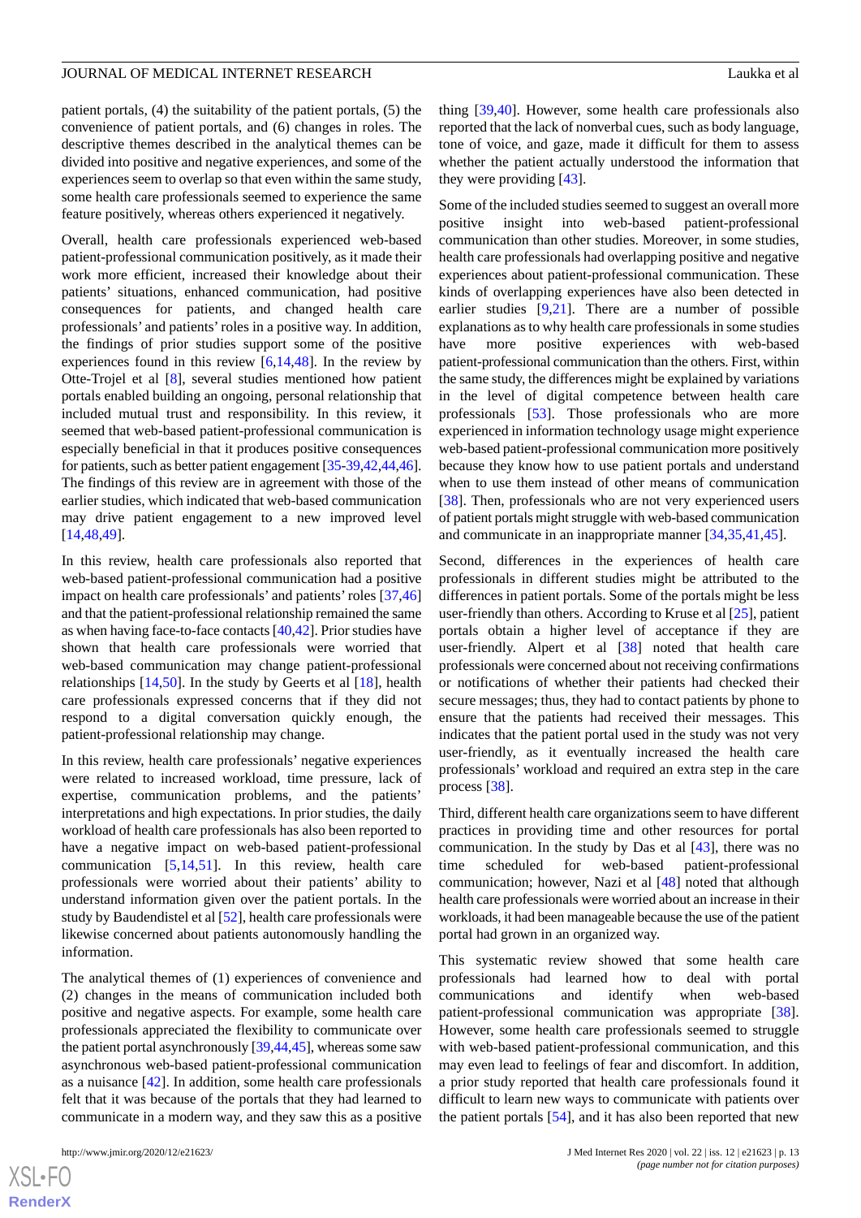patient portals, (4) the suitability of the patient portals, (5) the convenience of patient portals, and (6) changes in roles. The descriptive themes described in the analytical themes can be divided into positive and negative experiences, and some of the experiences seem to overlap so that even within the same study, some health care professionals seemed to experience the same feature positively, whereas others experienced it negatively.

Overall, health care professionals experienced web-based patient-professional communication positively, as it made their work more efficient, increased their knowledge about their patients' situations, enhanced communication, had positive consequences for patients, and changed health care professionals' and patients' roles in a positive way. In addition, the findings of prior studies support some of the positive experiences found in this review [6,14,48]. In the review by Otte-Trojel et al [8], several studies mentioned how patient portals enabled building an ongoing, personal relationship that included mutual trust and responsibility. In this review, it seemed that web-based patient-professional communication is especially beneficial in that it produces positive consequences for patients, such as better patient engagement [35-39,42,44,46]. The findings of this review are in agreement with those of the earlier studies, which indicated that web-based communication may drive patient engagement to a new improved level [14,48,49].

In this review, health care professionals also reported that web-based patient-professional communication had a positive impact on health care professionals' and patients' roles [37,46] and that the patient-professional relationship remained the same as when having face-to-face contacts [40,42]. Prior studies have shown that health care professionals were worried that web-based communication may change patient-professional relationships [14,50]. In the study by Geerts et al [18], health care professionals expressed concerns that if they did not respond to a digital conversation quickly enough, the patient-professional relationship may change.

In this review, health care professionals' negative experiences were related to increased workload, time pressure, lack of expertise, communication problems, and the patients' interpretations and high expectations. In prior studies, the daily workload of health care professionals has also been reported to have a negative impact on web-based patient-professional communication [5,14,51]. In this review, health care professionals were worried about their patients' ability to understand information given over the patient portals. In the study by Baudendistel et al [52], health care professionals were likewise concerned about patients autonomously handling the information.

The analytical themes of (1) experiences of convenience and (2) changes in the means of communication included both positive and negative aspects. For example, some health care professionals appreciated the flexibility to communicate over the patient portal asynchronously [39,44,45], whereas some saw asynchronous web-based patient-professional communication as a nuisance [42]. In addition, some health care professionals felt that it was because of the portals that they had learned to communicate in a modern way, and they saw this as a positive thing [39,40]. However, some health care professionals also reported that the lack of nonverbal cues, such as body language, tone of voice, and gaze, made it difficult for them to assess whether the patient actually understood the information that they were providing [43].

Some of the included studies seemed to suggest an overall more positive insight into web-based patient-professional communication than other studies. Moreover, in some studies, health care professionals had overlapping positive and negative experiences about patient-professional communication. These kinds of overlapping experiences have also been detected in earlier studies [9,21]. There are a number of possible explanations as to why health care professionals in some studies have more positive experiences with web-based patient-professional communication than the others. First, within the same study, the differences might be explained by variations in the level of digital competence between health care professionals [53]. Those professionals who are more experienced in information technology usage might experience web-based patient-professional communication more positively because they know how to use patient portals and understand when to use them instead of other means of communication [38]. Then, professionals who are not very experienced users of patient portals might struggle with web-based communication and communicate in an inappropriate manner [34,35,41,45].

Second, differences in the experiences of health care professionals in different studies might be attributed to the differences in patient portals. Some of the portals might be less user-friendly than others. According to Kruse et al [25], patient portals obtain a higher level of acceptance if they are user-friendly. Alpert et al [38] noted that health care professionals were concerned about not receiving confirmations or notifications of whether their patients had checked their secure messages; thus, they had to contact patients by phone to ensure that the patients had received their messages. This indicates that the patient portal used in the study was not very user-friendly, as it eventually increased the health care professionals' workload and required an extra step in the care process [38].

Third, different health care organizations seem to have different practices in providing time and other resources for portal communication. In the study by Das et al [43], there was no time scheduled for web-based patient-professional communication; however, Nazi et al [48] noted that although health care professionals were worried about an increase in their workloads, it had been manageable because the use of the patient portal had grown in an organized way.

This systematic review showed that some health care professionals had learned how to deal with portal communications and identify when web-based patient-professional communication was appropriate [38]. However, some health care professionals seemed to struggle with web-based patient-professional communication, and this may even lead to feelings of fear and discomfort. In addition, a prior study reported that health care professionals found it difficult to learn new ways to communicate with patients over the patient portals [54], and it has also been reported that new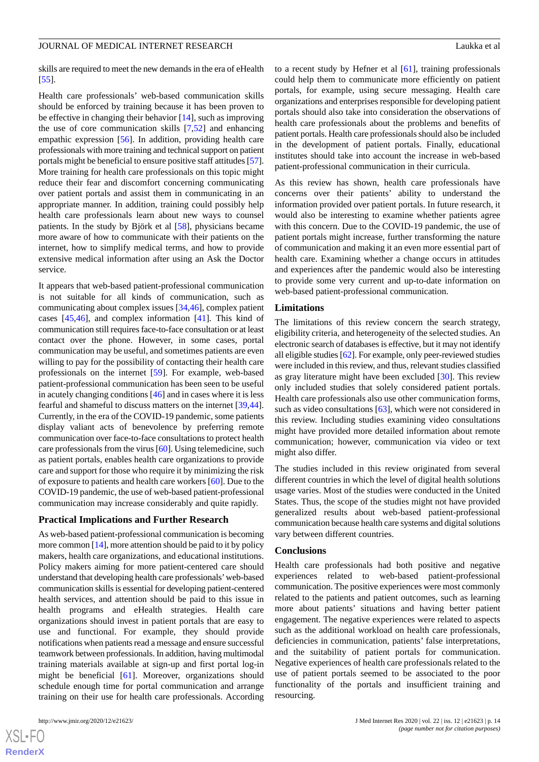skills are required to meet the new demands in the era of eHealth [55].

Health care professionals' web-based communication skills should be enforced by training because it has been proven to be effective in changing their behavior [14], such as improving the use of core communication skills [7,52] and enhancing empathic expression [56]. In addition, providing health care professionals with more training and technical support on patient portals might be beneficial to ensure positive staff attitudes [57]. More training for health care professionals on this topic might reduce their fear and discomfort concerning communicating over patient portals and assist them in communicating in an appropriate manner. In addition, training could possibly help health care professionals learn about new ways to counsel patients. In the study by Björk et al [58], physicians became more aware of how to communicate with their patients on the internet, how to simplify medical terms, and how to provide extensive medical information after using an Ask the Doctor service.

It appears that web-based patient-professional communication is not suitable for all kinds of communication, such as communicating about complex issues [34,46], complex patient cases [45,46], and complex information [41]. This kind of communication still requires face-to-face consultation or at least contact over the phone. However, in some cases, portal communication may be useful, and sometimes patients are even willing to pay for the possibility of contacting their health care professionals on the internet [59]. For example, web-based patient-professional communication has been seen to be useful in acutely changing conditions [46] and in cases where it is less fearful and shameful to discuss matters on the internet [39,44]. Currently, in the era of the COVID-19 pandemic, some patients display valiant acts of benevolence by preferring remote communication over face-to-face consultations to protect health care professionals from the virus [60]. Using telemedicine, such as patient portals, enables health care organizations to provide care and support for those who require it by minimizing the risk of exposure to patients and health care workers [60]. Due to the COVID-19 pandemic, the use of web-based patient-professional communication may increase considerably and quite rapidly.

### Practical Implications and Further Research

As web-based patient-professional communication is becoming more common [14], more attention should be paid to it by policy makers, health care organizations, and educational institutions. Policy makers aiming for more patient-centered care should understand that developing health care professionals' web-based communication skills is essential for developing patient-centered health services, and attention should be paid to this issue in health programs and eHealth strategies. Health care organizations should invest in patient portals that are easy to use and functional. For example, they should provide notifications when patients read a message and ensure successful teamwork between professionals. In addition, having multimodal training materials available at sign-up and first portal log-in might be beneficial [61]. Moreover, organizations should schedule enough time for portal communication and arrange training on their use for health care professionals. According to a recent study by Hefner et al [61], training professionals could help them to communicate more efficiently on patient portals, for example, using secure messaging. Health care organizations and enterprises responsible for developing patient portals should also take into consideration the observations of health care professionals about the problems and benefits of patient portals. Health care professionals should also be included in the development of patient portals. Finally, educational institutes should take into account the increase in web-based patient-professional communication in their curricula.

As this review has shown, health care professionals have concerns over their patients' ability to understand the information provided over patient portals. In future research, it would also be interesting to examine whether patients agree with this concern. Due to the COVID-19 pandemic, the use of patient portals might increase, further transforming the nature of communication and making it an even more essential part of health care. Examining whether a change occurs in attitudes and experiences after the pandemic would also be interesting to provide some very current and up-to-date information on web-based patient-professional communication.

## Limitations

The limitations of this review concern the search strategy, eligibility criteria, and heterogeneity of the selected studies. An electronic search of databases is effective, but it may not identify all eligible studies [62]. For example, only peer-reviewed studies were included in this review, and thus, relevant studies classified as gray literature might have been excluded [30]. This review only included studies that solely considered patient portals. Health care professionals also use other communication forms, such as video consultations [63], which were not considered in this review. Including studies examining video consultations might have provided more detailed information about remote communication; however, communication via video or text might also differ.

The studies included in this review originated from several different countries in which the level of digital health solutions usage varies. Most of the studies were conducted in the United States. Thus, the scope of the studies might not have provided generalized results about web-based patient-professional communication because health care systems and digital solutions vary between different countries.

## Conclusions

Health care professionals had both positive and negative experiences related to web-based patient-professional communication. The positive experiences were most commonly related to the patients and patient outcomes, such as learning more about patients' situations and having better patient engagement. The negative experiences were related to aspects such as the additional workload on health care professionals, deficiencies in communication, patients' false interpretations, and the suitability of patient portals for communication. Negative experiences of health care professionals related to the use of patient portals seemed to be associated to the poor functionality of the portals and insufficient training and resourcing.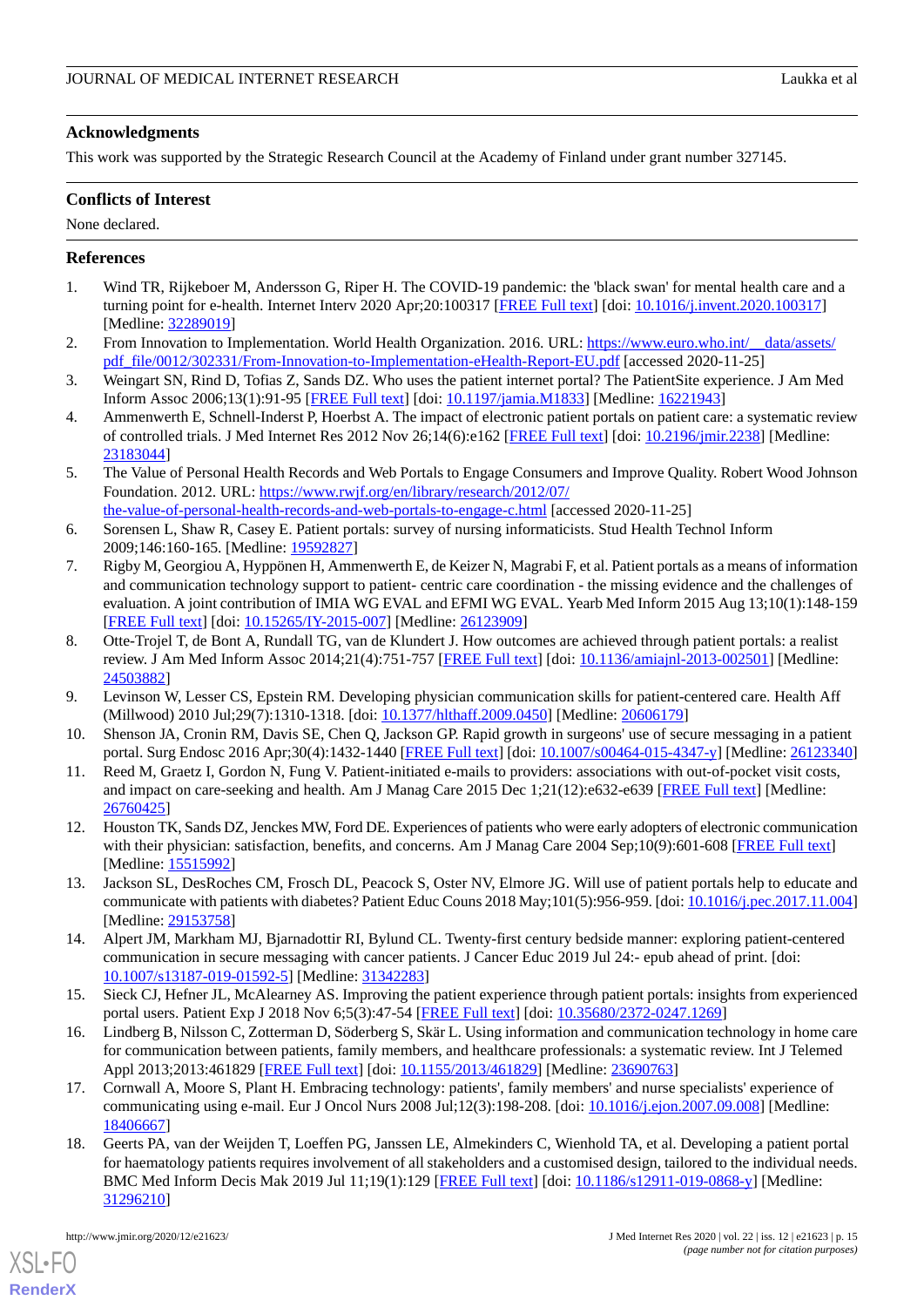## Acknowledgments

This work was supported by the Strategic Research Council at the Academy of Finland under grant number 327145.

## Conflicts of Interest

None declared.

## References

1. Wind TR, Rijkeboer M, Andersson G, Riper H. The COVID-19 pandemic: the 'black swan' for mental health care and a turning point for e-health. Internet Interv 2020 Apr;20:100317 [FREE Full text] [doi: 10.1016/j.invent.2020.100317] [Medline: 32289019]
2. From Innovation to Implementation. World Health Organization. 2016. URL: https://www.euro.who.int/__data/assets/pdf_file/0012/302331/From-Innovation-to-Implementation-eHealth-Report-EU.pdf [accessed 2020-11-25]
3. Weingart SN, Rind D, Tofias Z, Sands DZ. Who uses the patient internet portal? The PatientSite experience. J Am Med Inform Assoc 2006;13(1):91-95 [FREE Full text] [doi: 10.1197/jamia.M1833] [Medline: 16221943]
4. Ammenwerth E, Schnell-Inderst P, Hoerbst A. The impact of electronic patient portals on patient care: a systematic review of controlled trials. J Med Internet Res 2012 Nov 26;14(6):e162 [FREE Full text] [doi: 10.2196/jmir.2238] [Medline: 23183044]
5. The Value of Personal Health Records and Web Portals to Engage Consumers and Improve Quality. Robert Wood Johnson Foundation. 2012. URL: https://www.rwjf.org/en/library/research/2012/07/the-value-of-personal-health-records-and-web-portals-to-engage-c.html [accessed 2020-11-25]
6. Sorensen L, Shaw R, Casey E. Patient portals: survey of nursing informaticists. Stud Health Technol Inform 2009;146:160-165. [Medline: 19592827]
7. Rigby M, Georgiou A, Hyppönen H, Ammenwerth E, de Keizer N, Magrabi F, et al. Patient portals as a means of information and communication technology support to patient- centric care coordination - the missing evidence and the challenges of evaluation. A joint contribution of IMIA WG EVAL and EFMI WG EVAL. Yearb Med Inform 2015 Aug 13;10(1):148-159 [FREE Full text] [doi: 10.15265/IY-2015-007] [Medline: 26123909]
8. Otte-Trojel T, de Bont A, Rundall TG, van de Klundert J. How outcomes are achieved through patient portals: a realist review. J Am Med Inform Assoc 2014;21(4):751-757 [FREE Full text] [doi: 10.1136/amiajnl-2013-002501] [Medline: 24503882]
9. Levinson W, Lesser CS, Epstein RM. Developing physician communication skills for patient-centered care. Health Aff (Millwood) 2010 Jul;29(7):1310-1318. [doi: 10.1377/hlthaff.2009.0450] [Medline: 20606179]
10. Shenson JA, Cronin RM, Davis SE, Chen Q, Jackson GP. Rapid growth in surgeons' use of secure messaging in a patient portal. Surg Endosc 2016 Apr;30(4):1432-1440 [FREE Full text] [doi: 10.1007/s00464-015-4347-y] [Medline: 26123340]
11. Reed M, Graetz I, Gordon N, Fung V. Patient-initiated e-mails to providers: associations with out-of-pocket visit costs, and impact on care-seeking and health. Am J Manag Care 2015 Dec 1;21(12):e632-e639 [FREE Full text] [Medline: 26760425]
12. Houston TK, Sands DZ, Jenckes MW, Ford DE. Experiences of patients who were early adopters of electronic communication with their physician: satisfaction, benefits, and concerns. Am J Manag Care 2004 Sep;10(9):601-608 [FREE Full text] [Medline: 15515992]
13. Jackson SL, DesRoches CM, Frosch DL, Peacock S, Oster NV, Elmore JG. Will use of patient portals help to educate and communicate with patients with diabetes? Patient Educ Couns 2018 May;101(5):956-959. [doi: 10.1016/j.pec.2017.11.004] [Medline: 29153758]
14. Alpert JM, Markham MJ, Bjarnadottir RI, Bylund CL. Twenty-first century bedside manner: exploring patient-centered communication in secure messaging with cancer patients. J Cancer Educ 2019 Jul 24:- epub ahead of print. [doi: 10.1007/s13187-019-01592-5] [Medline: 31342283]
15. Sieck CJ, Hefner JL, McAlearney AS. Improving the patient experience through patient portals: insights from experienced portal users. Patient Exp J 2018 Nov 6;5(3):47-54 [FREE Full text] [doi: 10.35680/2372-0247.1269]
16. Lindberg B, Nilsson C, Zotterman D, Söderberg S, Skär L. Using information and communication technology in home care for communication between patients, family members, and healthcare professionals: a systematic review. Int J Telemed Appl 2013;2013:461829 [FREE Full text] [doi: 10.1155/2013/461829] [Medline: 23690763]
17. Cornwall A, Moore S, Plant H. Embracing technology: patients', family members' and nurse specialists' experience of communicating using e-mail. Eur J Oncol Nurs 2008 Jul;12(3):198-208. [doi: 10.1016/j.ejon.2007.09.008] [Medline: 18406667]
18. Geerts PA, van der Weijden T, Loeffen PG, Janssen LE, Almekinders C, Wienhold TA, et al. Developing a patient portal for haematology patients requires involvement of all stakeholders and a customised design, tailored to the individual needs. BMC Med Inform Decis Mak 2019 Jul 11;19(1):129 [FREE Full text] [doi: 10.1186/s12911-019-0868-y] [Medline: 31296210]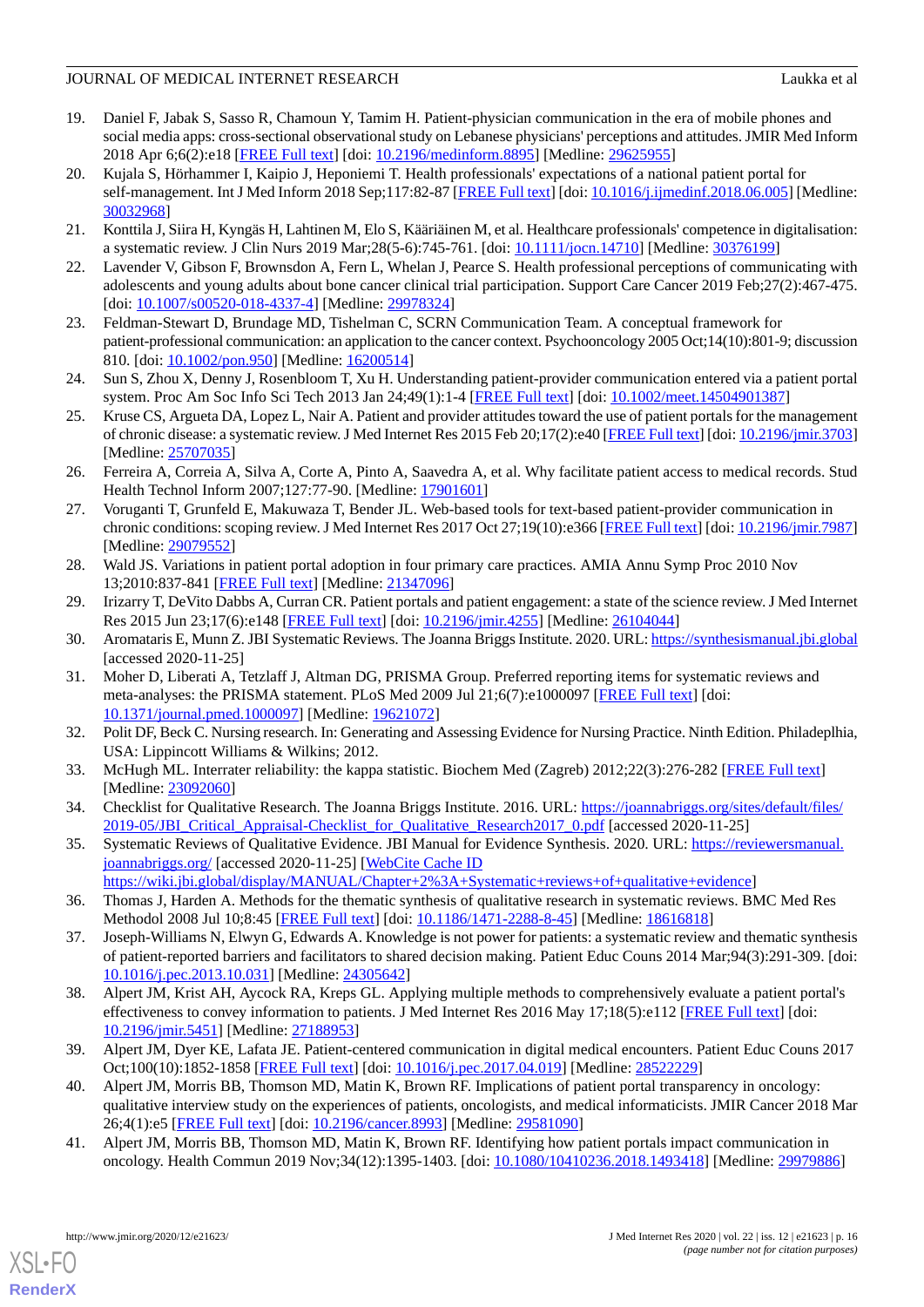19. Daniel F, Jabak S, Sasso R, Chamoun Y, Tamim H. Patient-physician communication in the era of mobile phones and social media apps: cross-sectional observational study on Lebanese physicians' perceptions and attitudes. JMIR Med Inform 2018 Apr 6;6(2):e18 [FREE Full text] [doi: 10.2196/medinform.8895] [Medline: 29625955]
20. Kujala S, Hörhammer I, Kaipio J, Heponiemi T. Health professionals' expectations of a national patient portal for self-management. Int J Med Inform 2018 Sep;117:82-87 [FREE Full text] [doi: 10.1016/j.ijmedinf.2018.06.005] [Medline: 30032968]
21. Konttila J, Siira H, Kyngäs H, Lahtinen M, Elo S, Kääriäinen M, et al. Healthcare professionals' competence in digitalisation: a systematic review. J Clin Nurs 2019 Mar;28(5-6):745-761. [doi: 10.1111/jocn.14710] [Medline: 30376199]
22. Lavender V, Gibson F, Brownsdon A, Fern L, Whelan J, Pearce S. Health professional perceptions of communicating with adolescents and young adults about bone cancer clinical trial participation. Support Care Cancer 2019 Feb;27(2):467-475. [doi: 10.1007/s00520-018-4337-4] [Medline: 29978324]
23. Feldman-Stewart D, Brundage MD, Tishelman C, SCRN Communication Team. A conceptual framework for patient-professional communication: an application to the cancer context. Psychooncology 2005 Oct;14(10):801-9; discussion 810. [doi: 10.1002/pon.950] [Medline: 16200514]
24. Sun S, Zhou X, Denny J, Rosenbloom T, Xu H. Understanding patient-provider communication entered via a patient portal system. Proc Am Soc Info Sci Tech 2013 Jan 24;49(1):1-4 [FREE Full text] [doi: 10.1002/meet.14504901387]
25. Kruse CS, Argueta DA, Lopez L, Nair A. Patient and provider attitudes toward the use of patient portals for the management of chronic disease: a systematic review. J Med Internet Res 2015 Feb 20;17(2):e40 [FREE Full text] [doi: 10.2196/jmir.3703] [Medline: 25707035]
26. Ferreira A, Correia A, Silva A, Corte A, Pinto A, Saavedra A, et al. Why facilitate patient access to medical records. Stud Health Technol Inform 2007;127:77-90. [Medline: 17901601]
27. Voruganti T, Grunfeld E, Makuwaza T, Bender JL. Web-based tools for text-based patient-provider communication in chronic conditions: scoping review. J Med Internet Res 2017 Oct 27;19(10):e366 [FREE Full text] [doi: 10.2196/jmir.7987] [Medline: 29079552]
28. Wald JS. Variations in patient portal adoption in four primary care practices. AMIA Annu Symp Proc 2010 Nov 13;2010:837-841 [FREE Full text] [Medline: 21347096]
29. Irizarry T, DeVito Dabbs A, Curran CR. Patient portals and patient engagement: a state of the science review. J Med Internet Res 2015 Jun 23;17(6):e148 [FREE Full text] [doi: 10.2196/jmir.4255] [Medline: 26104044]
30. Aromataris E, Munn Z. JBI Systematic Reviews. The Joanna Briggs Institute. 2020. URL: https://synthesismanual.jbi.global [accessed 2020-11-25]
31. Moher D, Liberati A, Tetzlaff J, Altman DG, PRISMA Group. Preferred reporting items for systematic reviews and meta-analyses: the PRISMA statement. PLoS Med 2009 Jul 21;6(7):e1000097 [FREE Full text] [doi: 10.1371/journal.pmed.1000097] [Medline: 19621072]
32. Polit DF, Beck C. Nursing research. In: Generating and Assessing Evidence for Nursing Practice. Ninth Edition. Philadeplhia, USA: Lippincott Williams & Wilkins; 2012.
33. McHugh ML. Interrater reliability: the kappa statistic. Biochem Med (Zagreb) 2012;22(3):276-282 [FREE Full text] [Medline: 23092060]
34. Checklist for Qualitative Research. The Joanna Briggs Institute. 2016. URL: https://joannabriggs.org/sites/default/files/2019-05/JBI_Critical_Appraisal-Checklist_for_Qualitative_Research2017_0.pdf [accessed 2020-11-25]
35. Systematic Reviews of Qualitative Evidence. JBI Manual for Evidence Synthesis. 2020. URL: https://reviewersmanual.joannabriggs.org/ [accessed 2020-11-25] [WebCite Cache ID https://wiki.jbi.global/display/MANUAL/Chapter+2%3A+Systematic+reviews+of+qualitative+evidence]
36. Thomas J, Harden A. Methods for the thematic synthesis of qualitative research in systematic reviews. BMC Med Res Methodol 2008 Jul 10;8:45 [FREE Full text] [doi: 10.1186/1471-2288-8-45] [Medline: 18616818]
37. Joseph-Williams N, Elwyn G, Edwards A. Knowledge is not power for patients: a systematic review and thematic synthesis of patient-reported barriers and facilitators to shared decision making. Patient Educ Couns 2014 Mar;94(3):291-309. [doi: 10.1016/j.pec.2013.10.031] [Medline: 24305642]
38. Alpert JM, Krist AH, Aycock RA, Kreps GL. Applying multiple methods to comprehensively evaluate a patient portal's effectiveness to convey information to patients. J Med Internet Res 2016 May 17;18(5):e112 [FREE Full text] [doi: 10.2196/jmir.5451] [Medline: 27188953]
39. Alpert JM, Dyer KE, Lafata JE. Patient-centered communication in digital medical encounters. Patient Educ Couns 2017 Oct;100(10):1852-1858 [FREE Full text] [doi: 10.1016/j.pec.2017.04.019] [Medline: 28522229]
40. Alpert JM, Morris BB, Thomson MD, Matin K, Brown RF. Implications of patient portal transparency in oncology: qualitative interview study on the experiences of patients, oncologists, and medical informaticists. JMIR Cancer 2018 Mar 26;4(1):e5 [FREE Full text] [doi: 10.2196/cancer.8993] [Medline: 29581090]
41. Alpert JM, Morris BB, Thomson MD, Matin K, Brown RF. Identifying how patient portals impact communication in oncology. Health Commun 2019 Nov;34(12):1395-1403. [doi: 10.1080/10410236.2018.1493418] [Medline: 29979886]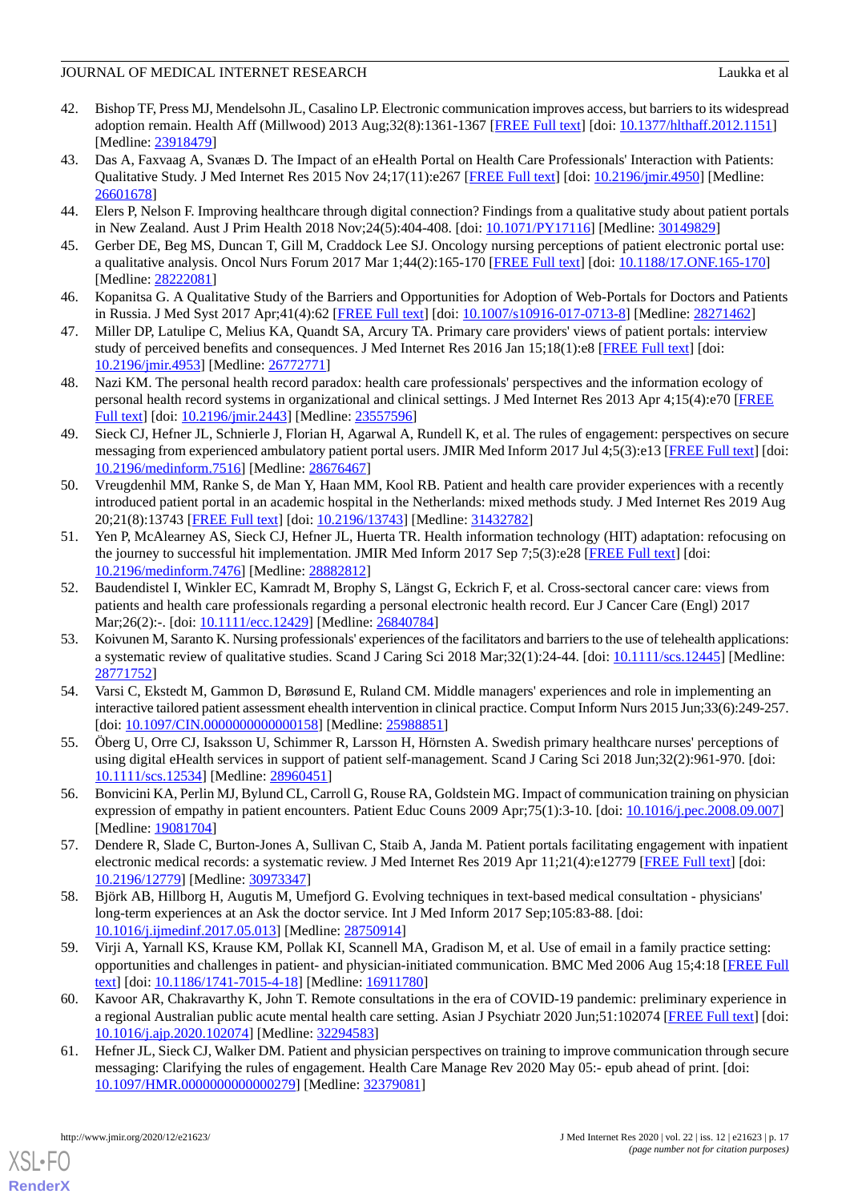42. Bishop TF, Press MJ, Mendelsohn JL, Casalino LP. Electronic communication improves access, but barriers to its widespread adoption remain. Health Aff (Millwood) 2013 Aug;32(8):1361-1367 [FREE Full text] [doi: 10.1377/hlthaff.2012.1151] [Medline: 23918479]
43. Das A, Faxvaag A, Svanæs D. The Impact of an eHealth Portal on Health Care Professionals' Interaction with Patients: Qualitative Study. J Med Internet Res 2015 Nov 24;17(11):e267 [FREE Full text] [doi: 10.2196/jmir.4950] [Medline: 26601678]
44. Elers P, Nelson F. Improving healthcare through digital connection? Findings from a qualitative study about patient portals in New Zealand. Aust J Prim Health 2018 Nov;24(5):404-408. [doi: 10.1071/PY17116] [Medline: 30149829]
45. Gerber DE, Beg MS, Duncan T, Gill M, Craddock Lee SJ. Oncology nursing perceptions of patient electronic portal use: a qualitative analysis. Oncol Nurs Forum 2017 Mar 1;44(2):165-170 [FREE Full text] [doi: 10.1188/17.ONF.165-170] [Medline: 28222081]
46. Kopanitsa G. A Qualitative Study of the Barriers and Opportunities for Adoption of Web-Portals for Doctors and Patients in Russia. J Med Syst 2017 Apr;41(4):62 [FREE Full text] [doi: 10.1007/s10916-017-0713-8] [Medline: 28271462]
47. Miller DP, Latulipe C, Melius KA, Quandt SA, Arcury TA. Primary care providers' views of patient portals: interview study of perceived benefits and consequences. J Med Internet Res 2016 Jan 15;18(1):e8 [FREE Full text] [doi: 10.2196/jmir.4953] [Medline: 26772771]
48. Nazi KM. The personal health record paradox: health care professionals' perspectives and the information ecology of personal health record systems in organizational and clinical settings. J Med Internet Res 2013 Apr 4;15(4):e70 [FREE Full text] [doi: 10.2196/jmir.2443] [Medline: 23557596]
49. Sieck CJ, Hefner JL, Schnierle J, Florian H, Agarwal A, Rundell K, et al. The rules of engagement: perspectives on secure messaging from experienced ambulatory patient portal users. JMIR Med Inform 2017 Jul 4;5(3):e13 [FREE Full text] [doi: 10.2196/medinform.7516] [Medline: 28676467]
50. Vreugdenhil MM, Ranke S, de Man Y, Haan MM, Kool RB. Patient and health care provider experiences with a recently introduced patient portal in an academic hospital in the Netherlands: mixed methods study. J Med Internet Res 2019 Aug 20;21(8):13743 [FREE Full text] [doi: 10.2196/13743] [Medline: 31432782]
51. Yen P, McAlearney AS, Sieck CJ, Hefner JL, Huerta TR. Health information technology (HIT) adaptation: refocusing on the journey to successful hit implementation. JMIR Med Inform 2017 Sep 7;5(3):e28 [FREE Full text] [doi: 10.2196/medinform.7476] [Medline: 28882812]
52. Baudendistel I, Winkler EC, Kamradt M, Brophy S, Längst G, Eckrich F, et al. Cross-sectoral cancer care: views from patients and health care professionals regarding a personal electronic health record. Eur J Cancer Care (Engl) 2017 Mar;26(2):-. [doi: 10.1111/ecc.12429] [Medline: 26840784]
53. Koivunen M, Saranto K. Nursing professionals' experiences of the facilitators and barriers to the use of telehealth applications: a systematic review of qualitative studies. Scand J Caring Sci 2018 Mar;32(1):24-44. [doi: 10.1111/scs.12445] [Medline: 28771752]
54. Varsi C, Ekstedt M, Gammon D, Børøsund E, Ruland CM. Middle managers' experiences and role in implementing an interactive tailored patient assessment ehealth intervention in clinical practice. Comput Inform Nurs 2015 Jun;33(6):249-257. [doi: 10.1097/CIN.0000000000000158] [Medline: 25988851]
55. Öberg U, Orre CJ, Isaksson U, Schimmer R, Larsson H, Hörnsten A. Swedish primary healthcare nurses' perceptions of using digital eHealth services in support of patient self-management. Scand J Caring Sci 2018 Jun;32(2):961-970. [doi: 10.1111/scs.12534] [Medline: 28960451]
56. Bonvicini KA, Perlin MJ, Bylund CL, Carroll G, Rouse RA, Goldstein MG. Impact of communication training on physician expression of empathy in patient encounters. Patient Educ Couns 2009 Apr;75(1):3-10. [doi: 10.1016/j.pec.2008.09.007] [Medline: 19081704]
57. Dendere R, Slade C, Burton-Jones A, Sullivan C, Staib A, Janda M. Patient portals facilitating engagement with inpatient electronic medical records: a systematic review. J Med Internet Res 2019 Apr 11;21(4):e12779 [FREE Full text] [doi: 10.2196/12779] [Medline: 30973347]
58. Björk AB, Hillborg H, Augutis M, Umefjord G. Evolving techniques in text-based medical consultation - physicians' long-term experiences at an Ask the doctor service. Int J Med Inform 2017 Sep;105:83-88. [doi: 10.1016/j.ijmedinf.2017.05.013] [Medline: 28750914]
59. Virji A, Yarnall KS, Krause KM, Pollak KI, Scannell MA, Gradison M, et al. Use of email in a family practice setting: opportunities and challenges in patient- and physician-initiated communication. BMC Med 2006 Aug 15;4:18 [FREE Full text] [doi: 10.1186/1741-7015-4-18] [Medline: 16911780]
60. Kavoor AR, Chakravarthy K, John T. Remote consultations in the era of COVID-19 pandemic: preliminary experience in a regional Australian public acute mental health care setting. Asian J Psychiatr 2020 Jun;51:102074 [FREE Full text] [doi: 10.1016/j.ajp.2020.102074] [Medline: 32294583]
61. Hefner JL, Sieck CJ, Walker DM. Patient and physician perspectives on training to improve communication through secure messaging: Clarifying the rules of engagement. Health Care Manage Rev 2020 May 05:- epub ahead of print. [doi: 10.1097/HMR.0000000000000279] [Medline: 32379081]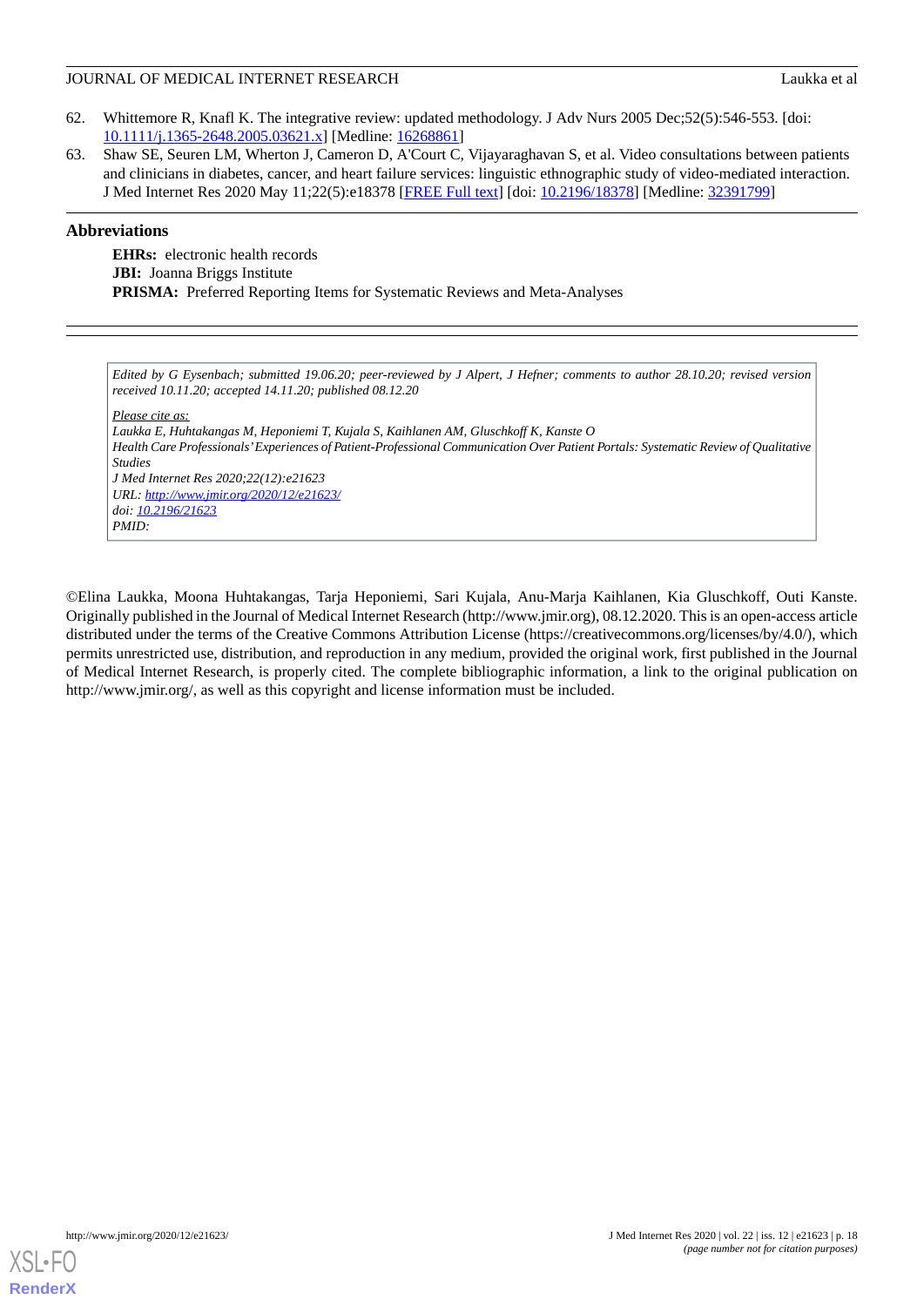62. Whittemore R, Knafl K. The integrative review: updated methodology. J Adv Nurs 2005 Dec;52(5):546-553. [doi: 10.1111/j.1365-2648.2005.03621.x] [Medline: 16268861]
63. Shaw SE, Seuren LM, Wherton J, Cameron D, A'Court C, Vijayaraghavan S, et al. Video consultations between patients and clinicians in diabetes, cancer, and heart failure services: linguistic ethnographic study of video-mediated interaction. J Med Internet Res 2020 May 11;22(5):e18378 [FREE Full text] [doi: 10.2196/18378] [Medline: 32391799]

## Abbreviations

**EHRs:** electronic health records
**JBI:** Joanna Briggs Institute
**PRISMA:** Preferred Reporting Items for Systematic Reviews and Meta-Analyses

*Edited by G Eysenbach; submitted 19.06.20; peer-reviewed by J Alpert, J Hefner; comments to author 28.10.20; revised version received 10.11.20; accepted 14.11.20; published 08.12.20*

*Please cite as:*
*Laukka E, Huhtakangas M, Heponiemi T, Kujala S, Kaihlanen AM, Gluschkoff K, Kanste O*
*Health Care Professionals' Experiences of Patient-Professional Communication Over Patient Portals: Systematic Review of Qualitative Studies*
*J Med Internet Res 2020;22(12):e21623*
*URL: http://www.jmir.org/2020/12/e21623/*
*doi: 10.2196/21623*
*PMID:*

©Elina Laukka, Moona Huhtakangas, Tarja Heponiemi, Sari Kujala, Anu-Marja Kaihlanen, Kia Gluschkoff, Outi Kanste. Originally published in the Journal of Medical Internet Research (http://www.jmir.org), 08.12.2020. This is an open-access article distributed under the terms of the Creative Commons Attribution License (https://creativecommons.org/licenses/by/4.0/), which permits unrestricted use, distribution, and reproduction in any medium, provided the original work, first published in the Journal of Medical Internet Research, is properly cited. The complete bibliographic information, a link to the original publication on http://www.jmir.org/, as well as this copyright and license information must be included.